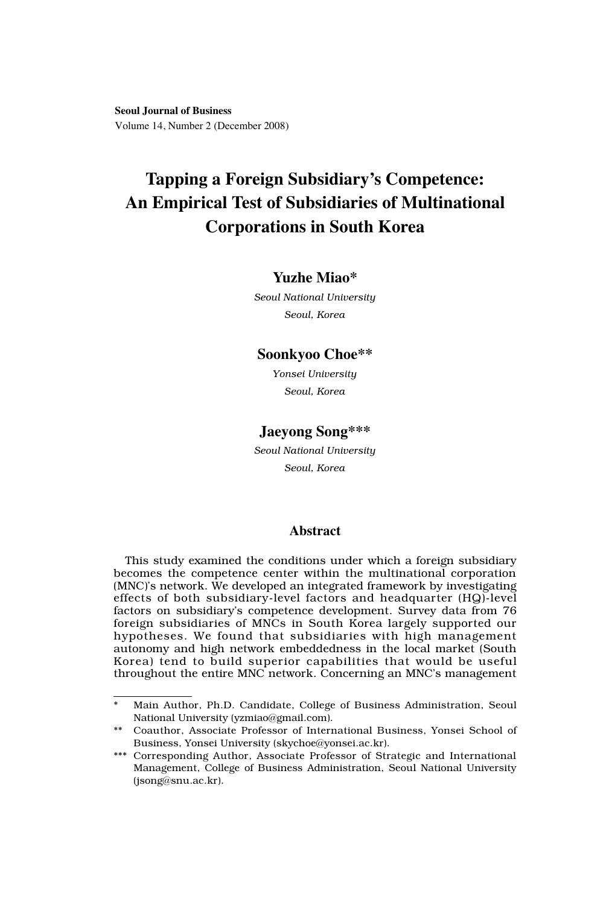**Seoul Journal of Business**
Volume 14, Number 2 (December 2008)

# Tapping a Foreign Subsidiary's Competence: An Empirical Test of Subsidiaries of Multinational Corporations in South Korea

**Yuzhe Miao***
*Seoul National University*
*Seoul, Korea*

**Soonkyoo Choe****
*Yonsei University*
*Seoul, Korea*

**Jaeyong Song*****
*Seoul National University*
*Seoul, Korea*

## Abstract

This study examined the conditions under which a foreign subsidiary becomes the competence center within the multinational corporation (MNC)'s network. We developed an integrated framework by investigating effects of both subsidiary-level factors and headquarter (HQ)-level factors on subsidiary's competence development. Survey data from 76 foreign subsidiaries of MNCs in South Korea largely supported our hypotheses. We found that subsidiaries with high management autonomy and high network embeddedness in the local market (South Korea) tend to build superior capabilities that would be useful throughout the entire MNC network. Concerning an MNC's management

---

\* Main Author, Ph.D. Candidate, College of Business Administration, Seoul National University (yzmiao@gmail.com).

\*\* Coauthor, Associate Professor of International Business, Yonsei School of Business, Yonsei University (skychoe@yonsei.ac.kr).

\*\*\* Corresponding Author, Associate Professor of Strategic and International Management, College of Business Administration, Seoul National University (jsong@snu.ac.kr).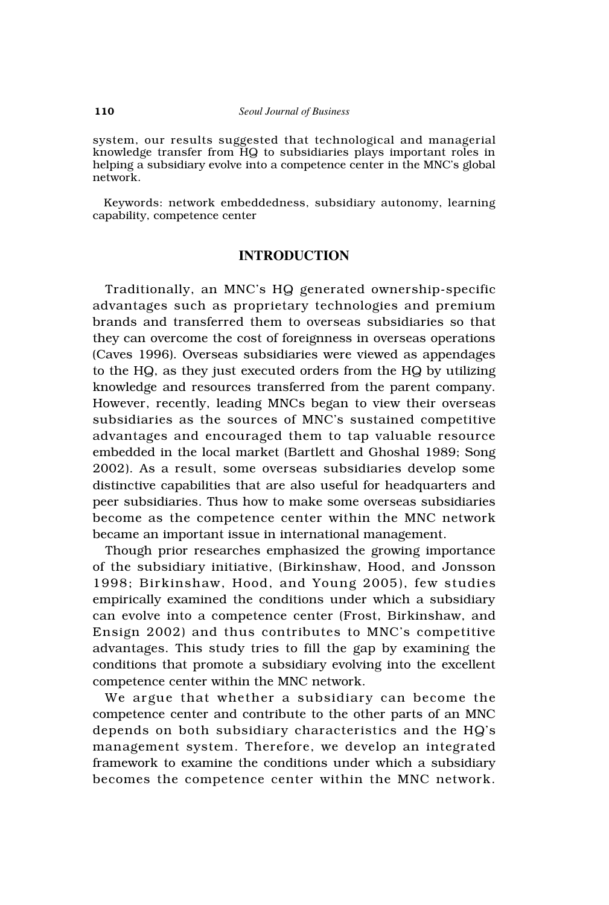system, our results suggested that technological and managerial knowledge transfer from HQ to subsidiaries plays important roles in helping a subsidiary evolve into a competence center in the MNC's global network.

Keywords: network embeddedness, subsidiary autonomy, learning capability, competence center

## INTRODUCTION

Traditionally, an MNC's HQ generated ownership-specific advantages such as proprietary technologies and premium brands and transferred them to overseas subsidiaries so that they can overcome the cost of foreignness in overseas operations (Caves 1996). Overseas subsidiaries were viewed as appendages to the HQ, as they just executed orders from the HQ by utilizing knowledge and resources transferred from the parent company. However, recently, leading MNCs began to view their overseas subsidiaries as the sources of MNC's sustained competitive advantages and encouraged them to tap valuable resource embedded in the local market (Bartlett and Ghoshal 1989; Song 2002). As a result, some overseas subsidiaries develop some distinctive capabilities that are also useful for headquarters and peer subsidiaries. Thus how to make some overseas subsidiaries become as the competence center within the MNC network became an important issue in international management.

Though prior researches emphasized the growing importance of the subsidiary initiative, (Birkinshaw, Hood, and Jonsson 1998; Birkinshaw, Hood, and Young 2005), few studies empirically examined the conditions under which a subsidiary can evolve into a competence center (Frost, Birkinshaw, and Ensign 2002) and thus contributes to MNC's competitive advantages. This study tries to fill the gap by examining the conditions that promote a subsidiary evolving into the excellent competence center within the MNC network.

We argue that whether a subsidiary can become the competence center and contribute to the other parts of an MNC depends on both subsidiary characteristics and the HQ's management system. Therefore, we develop an integrated framework to examine the conditions under which a subsidiary becomes the competence center within the MNC network.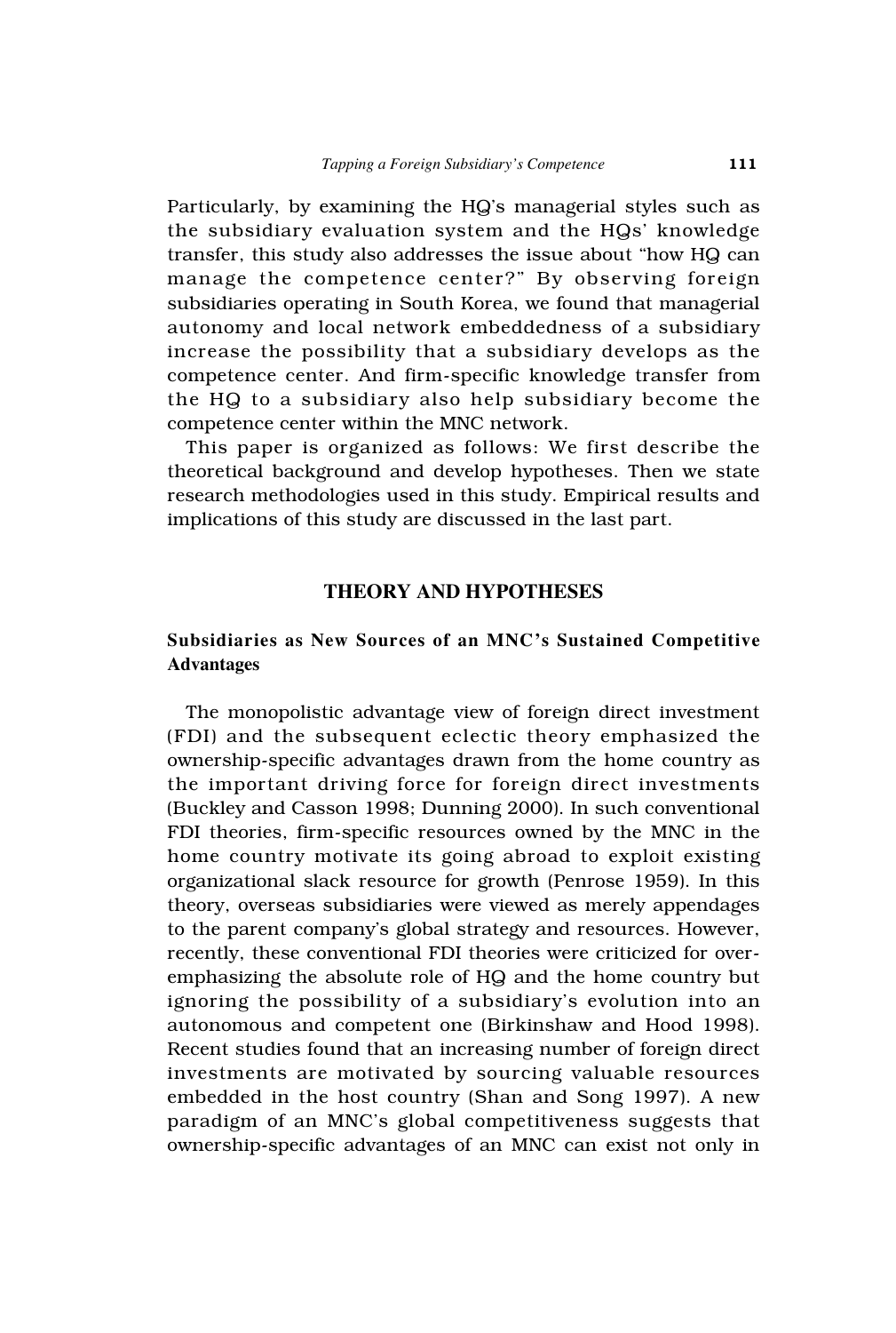Particularly, by examining the HQ's managerial styles such as the subsidiary evaluation system and the HQs' knowledge transfer, this study also addresses the issue about "how HQ can manage the competence center?" By observing foreign subsidiaries operating in South Korea, we found that managerial autonomy and local network embeddedness of a subsidiary increase the possibility that a subsidiary develops as the competence center. And firm-specific knowledge transfer from the HQ to a subsidiary also help subsidiary become the competence center within the MNC network.

This paper is organized as follows: We first describe the theoretical background and develop hypotheses. Then we state research methodologies used in this study. Empirical results and implications of this study are discussed in the last part.

## THEORY AND HYPOTHESES

### Subsidiaries as New Sources of an MNC's Sustained Competitive Advantages

The monopolistic advantage view of foreign direct investment (FDI) and the subsequent eclectic theory emphasized the ownership-specific advantages drawn from the home country as the important driving force for foreign direct investments (Buckley and Casson 1998; Dunning 2000). In such conventional FDI theories, firm-specific resources owned by the MNC in the home country motivate its going abroad to exploit existing organizational slack resource for growth (Penrose 1959). In this theory, overseas subsidiaries were viewed as merely appendages to the parent company's global strategy and resources. However, recently, these conventional FDI theories were criticized for over-emphasizing the absolute role of HQ and the home country but ignoring the possibility of a subsidiary's evolution into an autonomous and competent one (Birkinshaw and Hood 1998). Recent studies found that an increasing number of foreign direct investments are motivated by sourcing valuable resources embedded in the host country (Shan and Song 1997). A new paradigm of an MNC's global competitiveness suggests that ownership-specific advantages of an MNC can exist not only in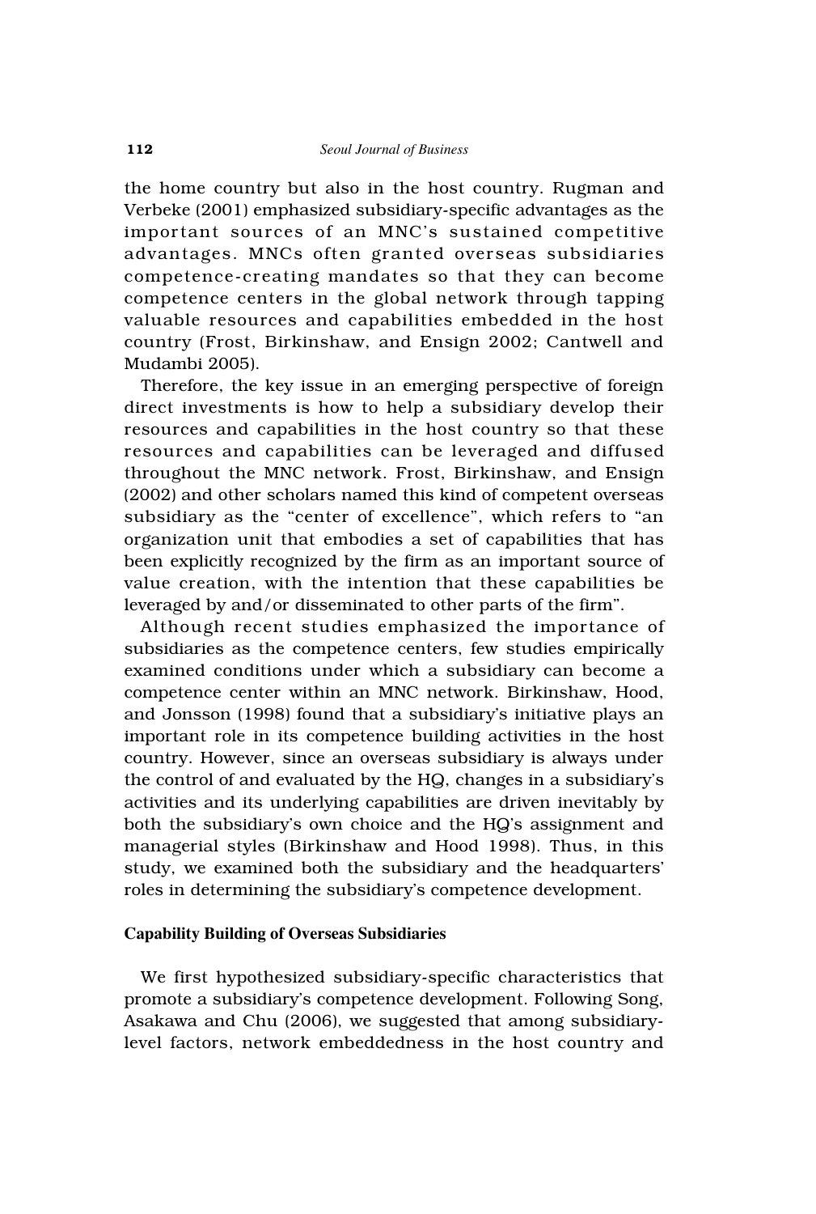the home country but also in the host country. Rugman and Verbeke (2001) emphasized subsidiary-specific advantages as the important sources of an MNC's sustained competitive advantages. MNCs often granted overseas subsidiaries competence-creating mandates so that they can become competence centers in the global network through tapping valuable resources and capabilities embedded in the host country (Frost, Birkinshaw, and Ensign 2002; Cantwell and Mudambi 2005).

Therefore, the key issue in an emerging perspective of foreign direct investments is how to help a subsidiary develop their resources and capabilities in the host country so that these resources and capabilities can be leveraged and diffused throughout the MNC network. Frost, Birkinshaw, and Ensign (2002) and other scholars named this kind of competent overseas subsidiary as the "center of excellence", which refers to "an organization unit that embodies a set of capabilities that has been explicitly recognized by the firm as an important source of value creation, with the intention that these capabilities be leveraged by and/or disseminated to other parts of the firm".

Although recent studies emphasized the importance of subsidiaries as the competence centers, few studies empirically examined conditions under which a subsidiary can become a competence center within an MNC network. Birkinshaw, Hood, and Jonsson (1998) found that a subsidiary's initiative plays an important role in its competence building activities in the host country. However, since an overseas subsidiary is always under the control of and evaluated by the HQ, changes in a subsidiary's activities and its underlying capabilities are driven inevitably by both the subsidiary's own choice and the HQ's assignment and managerial styles (Birkinshaw and Hood 1998). Thus, in this study, we examined both the subsidiary and the headquarters' roles in determining the subsidiary's competence development.

### Capability Building of Overseas Subsidiaries

We first hypothesized subsidiary-specific characteristics that promote a subsidiary's competence development. Following Song, Asakawa and Chu (2006), we suggested that among subsidiary-level factors, network embeddedness in the host country and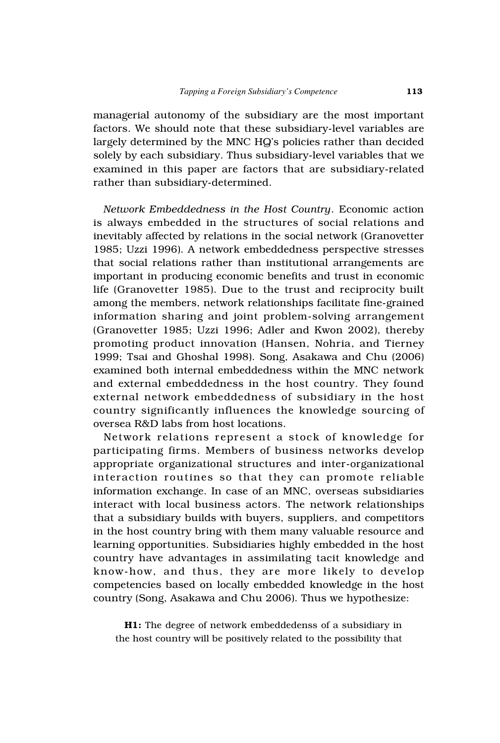managerial autonomy of the subsidiary are the most important factors. We should note that these subsidiary-level variables are largely determined by the MNC HQ's policies rather than decided solely by each subsidiary. Thus subsidiary-level variables that we examined in this paper are factors that are subsidiary-related rather than subsidiary-determined.

*Network Embeddedness in the Host Country*. Economic action is always embedded in the structures of social relations and inevitably affected by relations in the social network (Granovetter 1985; Uzzi 1996). A network embeddedness perspective stresses that social relations rather than institutional arrangements are important in producing economic benefits and trust in economic life (Granovetter 1985). Due to the trust and reciprocity built among the members, network relationships facilitate fine-grained information sharing and joint problem-solving arrangement (Granovetter 1985; Uzzi 1996; Adler and Kwon 2002), thereby promoting product innovation (Hansen, Nohria, and Tierney 1999; Tsai and Ghoshal 1998). Song, Asakawa and Chu (2006) examined both internal embeddedness within the MNC network and external embeddedness in the host country. They found external network embeddedness of subsidiary in the host country significantly influences the knowledge sourcing of oversea R&D labs from host locations.

Network relations represent a stock of knowledge for participating firms. Members of business networks develop appropriate organizational structures and inter-organizational interaction routines so that they can promote reliable information exchange. In case of an MNC, overseas subsidiaries interact with local business actors. The network relationships that a subsidiary builds with buyers, suppliers, and competitors in the host country bring with them many valuable resource and learning opportunities. Subsidiaries highly embedded in the host country have advantages in assimilating tacit knowledge and know-how, and thus, they are more likely to develop competencies based on locally embedded knowledge in the host country (Song, Asakawa and Chu 2006). Thus we hypothesize:

**H1:** The degree of network embeddedenss of a subsidiary in the host country will be positively related to the possibility that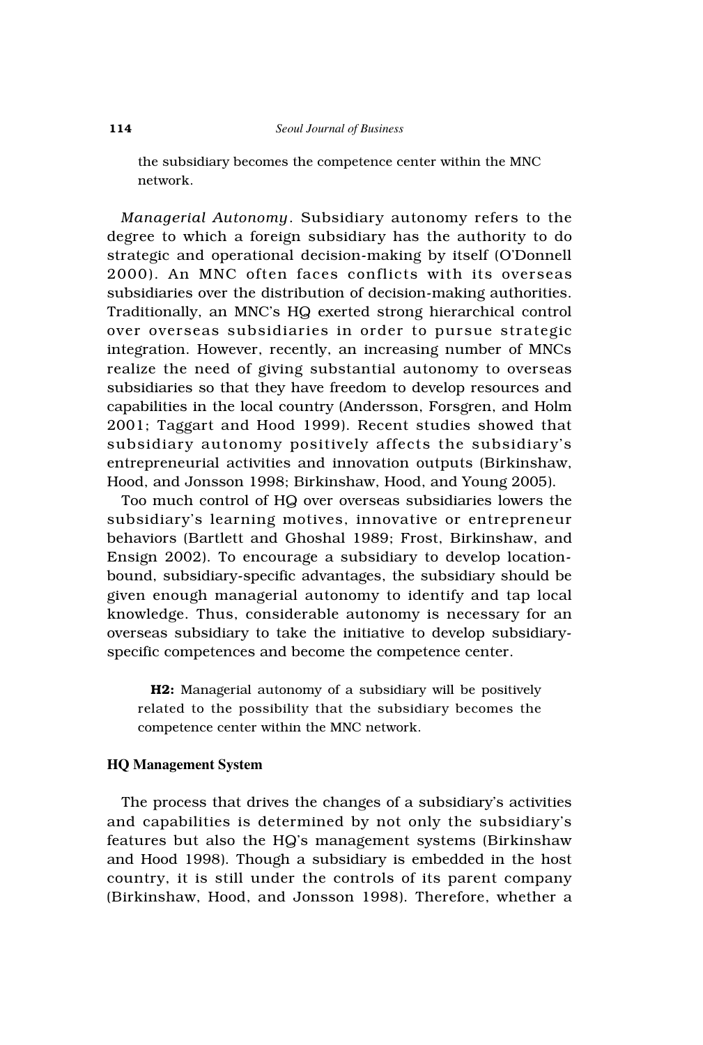the subsidiary becomes the competence center within the MNC network.

*Managerial Autonomy*. Subsidiary autonomy refers to the degree to which a foreign subsidiary has the authority to do strategic and operational decision-making by itself (O'Donnell 2000). An MNC often faces conflicts with its overseas subsidiaries over the distribution of decision-making authorities. Traditionally, an MNC's HQ exerted strong hierarchical control over overseas subsidiaries in order to pursue strategic integration. However, recently, an increasing number of MNCs realize the need of giving substantial autonomy to overseas subsidiaries so that they have freedom to develop resources and capabilities in the local country (Andersson, Forsgren, and Holm 2001; Taggart and Hood 1999). Recent studies showed that subsidiary autonomy positively affects the subsidiary's entrepreneurial activities and innovation outputs (Birkinshaw, Hood, and Jonsson 1998; Birkinshaw, Hood, and Young 2005).

Too much control of HQ over overseas subsidiaries lowers the subsidiary's learning motives, innovative or entrepreneur behaviors (Bartlett and Ghoshal 1989; Frost, Birkinshaw, and Ensign 2002). To encourage a subsidiary to develop location-bound, subsidiary-specific advantages, the subsidiary should be given enough managerial autonomy to identify and tap local knowledge. Thus, considerable autonomy is necessary for an overseas subsidiary to take the initiative to develop subsidiary-specific competences and become the competence center.

**H2:** Managerial autonomy of a subsidiary will be positively related to the possibility that the subsidiary becomes the competence center within the MNC network.

### HQ Management System

The process that drives the changes of a subsidiary's activities and capabilities is determined by not only the subsidiary's features but also the HQ's management systems (Birkinshaw and Hood 1998). Though a subsidiary is embedded in the host country, it is still under the controls of its parent company (Birkinshaw, Hood, and Jonsson 1998). Therefore, whether a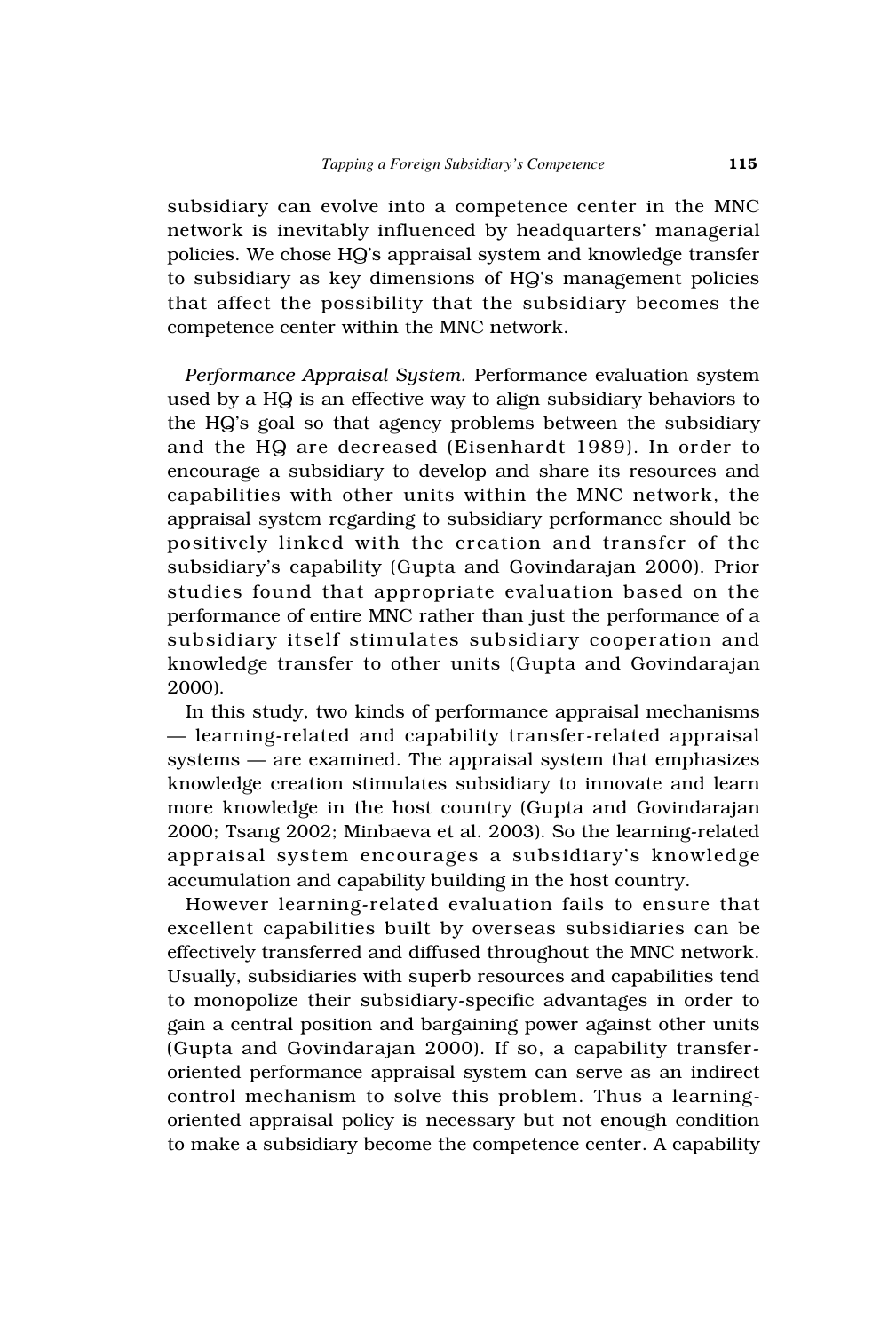subsidiary can evolve into a competence center in the MNC network is inevitably influenced by headquarters' managerial policies. We chose HQ's appraisal system and knowledge transfer to subsidiary as key dimensions of HQ's management policies that affect the possibility that the subsidiary becomes the competence center within the MNC network.

*Performance Appraisal System.* Performance evaluation system used by a HQ is an effective way to align subsidiary behaviors to the HQ's goal so that agency problems between the subsidiary and the HQ are decreased (Eisenhardt 1989). In order to encourage a subsidiary to develop and share its resources and capabilities with other units within the MNC network, the appraisal system regarding to subsidiary performance should be positively linked with the creation and transfer of the subsidiary's capability (Gupta and Govindarajan 2000). Prior studies found that appropriate evaluation based on the performance of entire MNC rather than just the performance of a subsidiary itself stimulates subsidiary cooperation and knowledge transfer to other units (Gupta and Govindarajan 2000).

In this study, two kinds of performance appraisal mechanisms — learning-related and capability transfer-related appraisal systems — are examined. The appraisal system that emphasizes knowledge creation stimulates subsidiary to innovate and learn more knowledge in the host country (Gupta and Govindarajan 2000; Tsang 2002; Minbaeva et al. 2003). So the learning-related appraisal system encourages a subsidiary's knowledge accumulation and capability building in the host country.

However learning-related evaluation fails to ensure that excellent capabilities built by overseas subsidiaries can be effectively transferred and diffused throughout the MNC network. Usually, subsidiaries with superb resources and capabilities tend to monopolize their subsidiary-specific advantages in order to gain a central position and bargaining power against other units (Gupta and Govindarajan 2000). If so, a capability transfer-oriented performance appraisal system can serve as an indirect control mechanism to solve this problem. Thus a learning-oriented appraisal policy is necessary but not enough condition to make a subsidiary become the competence center. A capability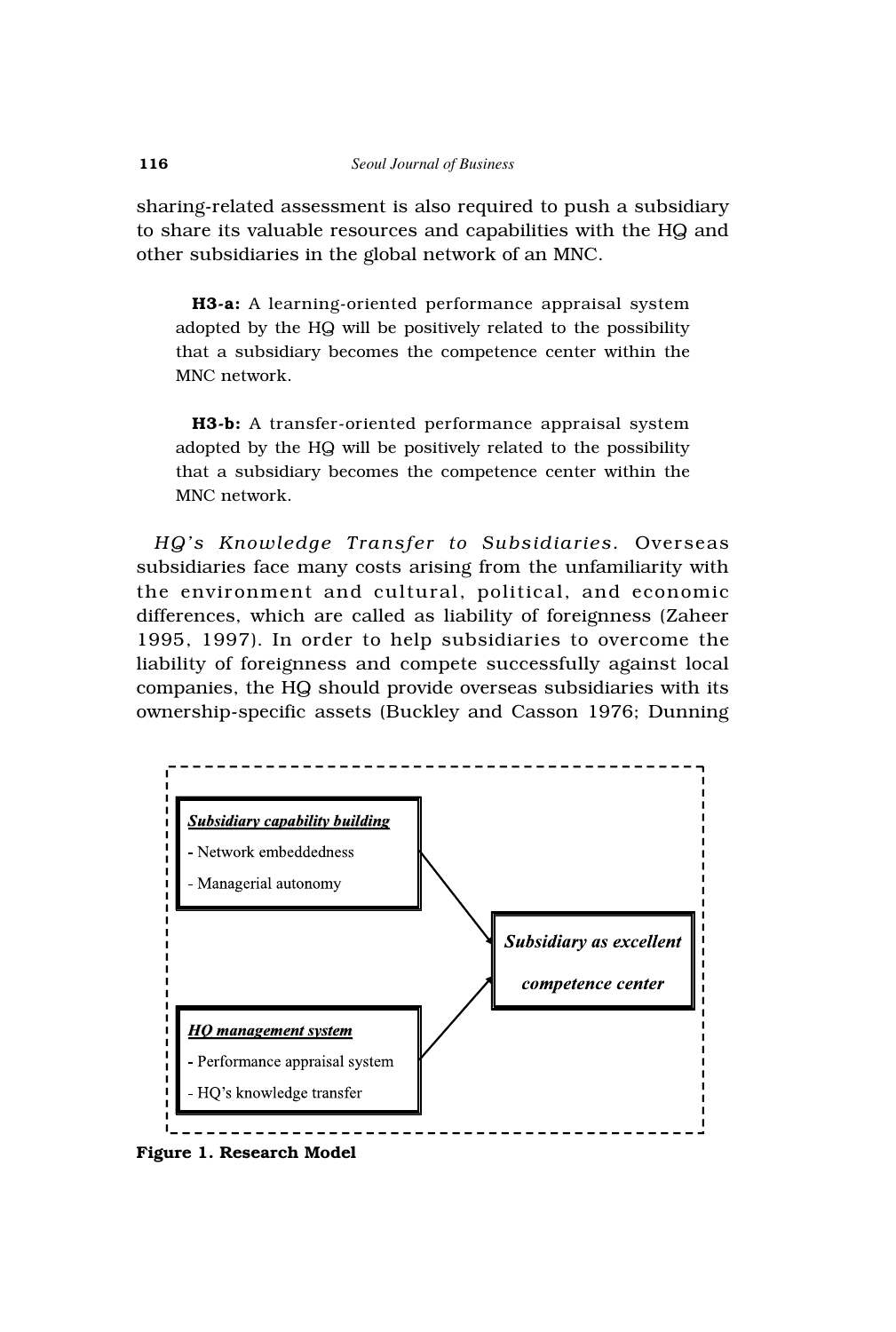sharing-related assessment is also required to push a subsidiary to share its valuable resources and capabilities with the HQ and other subsidiaries in the global network of an MNC.

> **H3-a:** A learning-oriented performance appraisal system adopted by the HQ will be positively related to the possibility that a subsidiary becomes the competence center within the MNC network.
>
> **H3-b:** A transfer-oriented performance appraisal system adopted by the HQ will be positively related to the possibility that a subsidiary becomes the competence center within the MNC network.

*HQ's Knowledge Transfer to Subsidiaries.* Overseas subsidiaries face many costs arising from the unfamiliarity with the environment and cultural, political, and economic differences, which are called as liability of foreignness (Zaheer 1995, 1997). In order to help subsidiaries to overcome the liability of foreignness and compete successfully against local companies, the HQ should provide overseas subsidiaries with its ownership-specific assets (Buckley and Casson 1976; Dunning

***Subsidiary capability building***
- Network embeddedness
- Managerial autonomy

***HQ management system***
- Performance appraisal system
- HQ's knowledge transfer

***Subsidiary as excellent competence center***

**Figure 1. Research Model**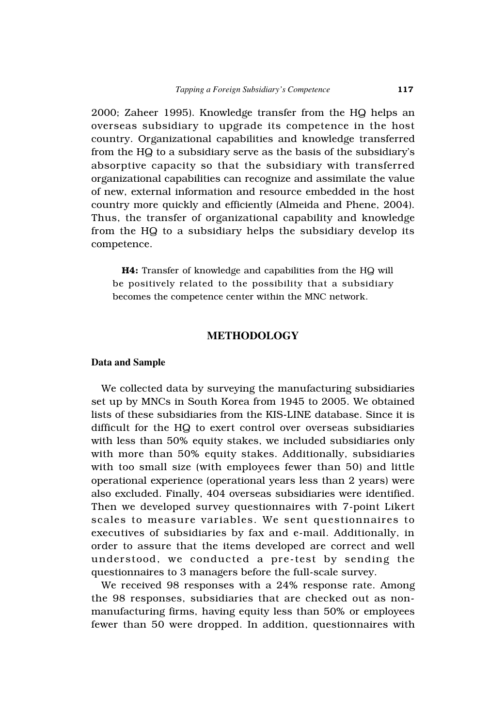2000; Zaheer 1995). Knowledge transfer from the HQ helps an overseas subsidiary to upgrade its competence in the host country. Organizational capabilities and knowledge transferred from the HQ to a subsidiary serve as the basis of the subsidiary's absorptive capacity so that the subsidiary with transferred organizational capabilities can recognize and assimilate the value of new, external information and resource embedded in the host country more quickly and efficiently (Almeida and Phene, 2004). Thus, the transfer of organizational capability and knowledge from the HQ to a subsidiary helps the subsidiary develop its competence.

> **H4:** Transfer of knowledge and capabilities from the HQ will be positively related to the possibility that a subsidiary becomes the competence center within the MNC network.

## METHODOLOGY

### Data and Sample

We collected data by surveying the manufacturing subsidiaries set up by MNCs in South Korea from 1945 to 2005. We obtained lists of these subsidiaries from the KIS-LINE database. Since it is difficult for the HQ to exert control over overseas subsidiaries with less than 50% equity stakes, we included subsidiaries only with more than 50% equity stakes. Additionally, subsidiaries with too small size (with employees fewer than 50) and little operational experience (operational years less than 2 years) were also excluded. Finally, 404 overseas subsidiaries were identified. Then we developed survey questionnaires with 7-point Likert scales to measure variables. We sent questionnaires to executives of subsidiaries by fax and e-mail. Additionally, in order to assure that the items developed are correct and well understood, we conducted a pre-test by sending the questionnaires to 3 managers before the full-scale survey.

We received 98 responses with a 24% response rate. Among the 98 responses, subsidiaries that are checked out as non-manufacturing firms, having equity less than 50% or employees fewer than 50 were dropped. In addition, questionnaires with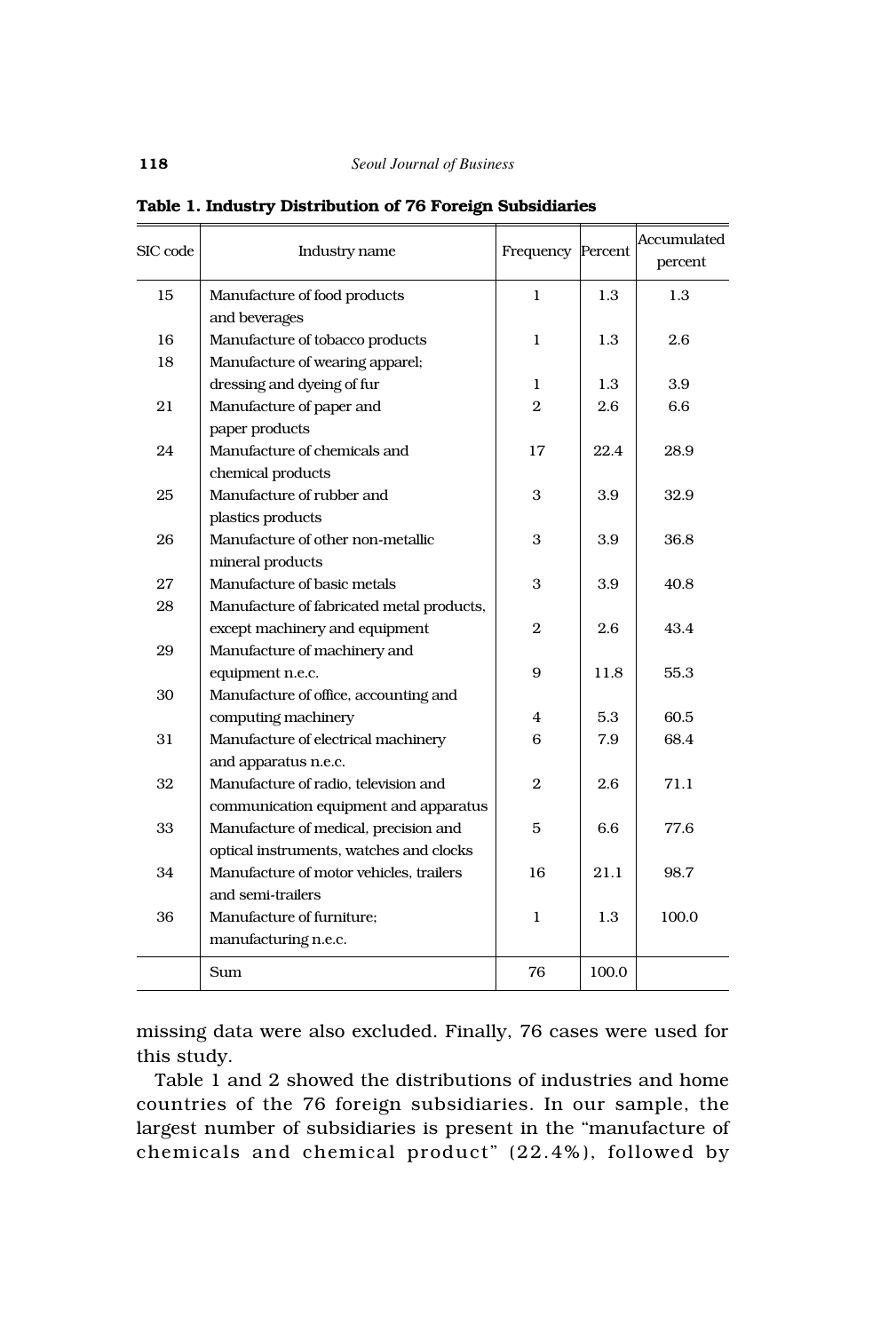**Table 1. Industry Distribution of 76 Foreign Subsidiaries**

| SIC code | Industry name | Frequency | Percent | Accumulated percent |
|---|---|---|---|---|
| 15 | Manufacture of food products and beverages | 1 | 1.3 | 1.3 |
| 16 | Manufacture of tobacco products | 1 | 1.3 | 2.6 |
| 18 | Manufacture of wearing apparel; dressing and dyeing of fur | 1 | 1.3 | 3.9 |
| 21 | Manufacture of paper and paper products | 2 | 2.6 | 6.6 |
| 24 | Manufacture of chemicals and chemical products | 17 | 22.4 | 28.9 |
| 25 | Manufacture of rubber and plastics products | 3 | 3.9 | 32.9 |
| 26 | Manufacture of other non-metallic mineral products | 3 | 3.9 | 36.8 |
| 27 | Manufacture of basic metals | 3 | 3.9 | 40.8 |
| 28 | Manufacture of fabricated metal products, except machinery and equipment | 2 | 2.6 | 43.4 |
| 29 | Manufacture of machinery and equipment n.e.c. | 9 | 11.8 | 55.3 |
| 30 | Manufacture of office, accounting and computing machinery | 4 | 5.3 | 60.5 |
| 31 | Manufacture of electrical machinery and apparatus n.e.c. | 6 | 7.9 | 68.4 |
| 32 | Manufacture of radio, television and communication equipment and apparatus | 2 | 2.6 | 71.1 |
| 33 | Manufacture of medical, precision and optical instruments, watches and clocks | 5 | 6.6 | 77.6 |
| 34 | Manufacture of motor vehicles, trailers and semi-trailers | 16 | 21.1 | 98.7 |
| 36 | Manufacture of furniture; manufacturing n.e.c. | 1 | 1.3 | 100.0 |
| | Sum | 76 | 100.0 | |

missing data were also excluded. Finally, 76 cases were used for this study.

Table 1 and 2 showed the distributions of industries and home countries of the 76 foreign subsidiaries. In our sample, the largest number of subsidiaries is present in the "manufacture of chemicals and chemical product" (22.4%), followed by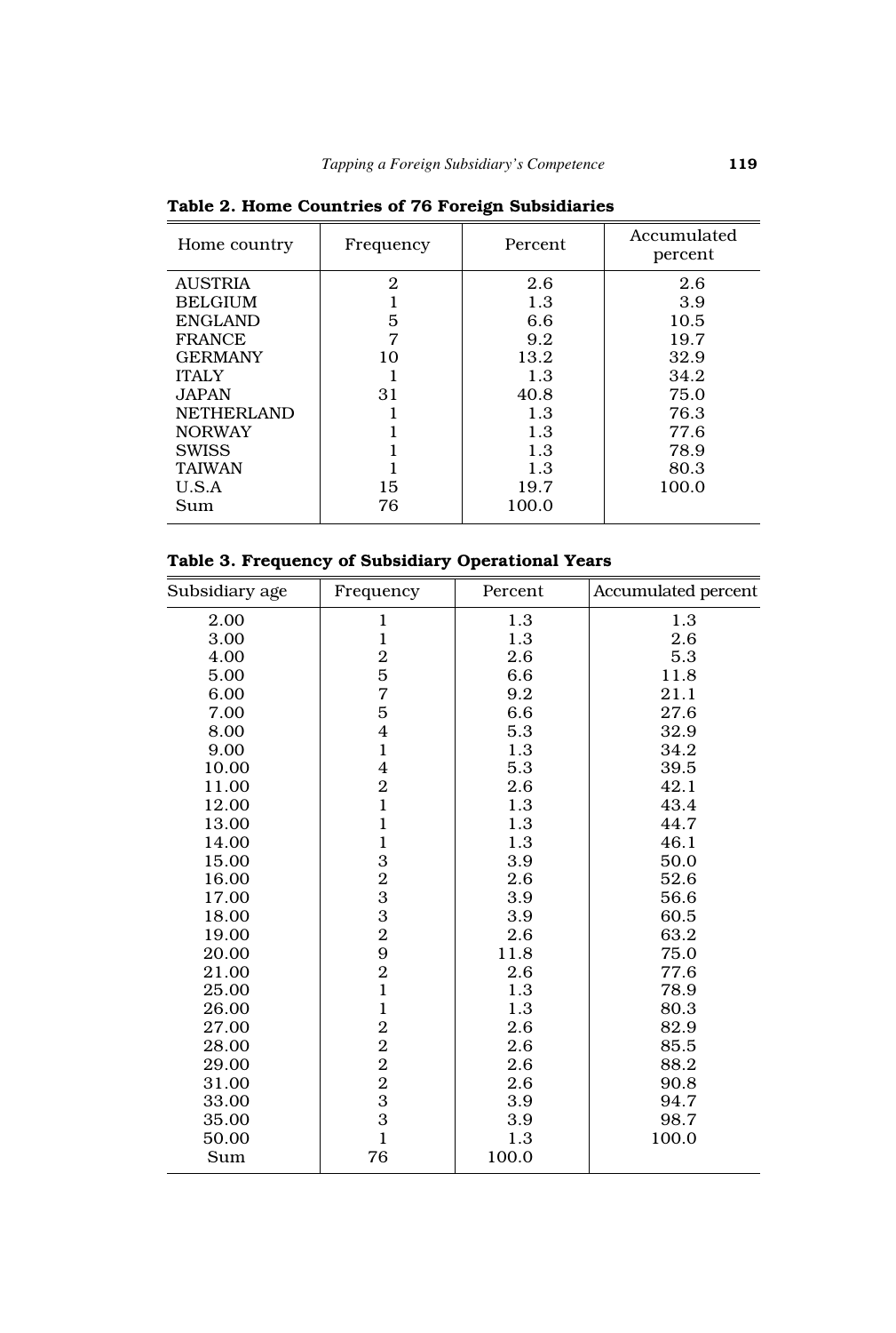**Table 2. Home Countries of 76 Foreign Subsidiaries**

| Home country | Frequency | Percent | Accumulated percent |
|---|---|---|---|
| AUSTRIA | 2 | 2.6 | 2.6 |
| BELGIUM | 1 | 1.3 | 3.9 |
| ENGLAND | 5 | 6.6 | 10.5 |
| FRANCE | 7 | 9.2 | 19.7 |
| GERMANY | 10 | 13.2 | 32.9 |
| ITALY | 1 | 1.3 | 34.2 |
| JAPAN | 31 | 40.8 | 75.0 |
| NETHERLAND | 1 | 1.3 | 76.3 |
| NORWAY | 1 | 1.3 | 77.6 |
| SWISS | 1 | 1.3 | 78.9 |
| TAIWAN | 1 | 1.3 | 80.3 |
| U.S.A | 15 | 19.7 | 100.0 |
| Sum | 76 | 100.0 | |

**Table 3. Frequency of Subsidiary Operational Years**

| Subsidiary age | Frequency | Percent | Accumulated percent |
|---|---|---|---|
| 2.00 | 1 | 1.3 | 1.3 |
| 3.00 | 1 | 1.3 | 2.6 |
| 4.00 | 2 | 2.6 | 5.3 |
| 5.00 | 5 | 6.6 | 11.8 |
| 6.00 | 7 | 9.2 | 21.1 |
| 7.00 | 5 | 6.6 | 27.6 |
| 8.00 | 4 | 5.3 | 32.9 |
| 9.00 | 1 | 1.3 | 34.2 |
| 10.00 | 4 | 5.3 | 39.5 |
| 11.00 | 2 | 2.6 | 42.1 |
| 12.00 | 1 | 1.3 | 43.4 |
| 13.00 | 1 | 1.3 | 44.7 |
| 14.00 | 1 | 1.3 | 46.1 |
| 15.00 | 3 | 3.9 | 50.0 |
| 16.00 | 2 | 2.6 | 52.6 |
| 17.00 | 3 | 3.9 | 56.6 |
| 18.00 | 3 | 3.9 | 60.5 |
| 19.00 | 2 | 2.6 | 63.2 |
| 20.00 | 9 | 11.8 | 75.0 |
| 21.00 | 2 | 2.6 | 77.6 |
| 25.00 | 1 | 1.3 | 78.9 |
| 26.00 | 1 | 1.3 | 80.3 |
| 27.00 | 2 | 2.6 | 82.9 |
| 28.00 | 2 | 2.6 | 85.5 |
| 29.00 | 2 | 2.6 | 88.2 |
| 31.00 | 2 | 2.6 | 90.8 |
| 33.00 | 3 | 3.9 | 94.7 |
| 35.00 | 3 | 3.9 | 98.7 |
| 50.00 | 1 | 1.3 | 100.0 |
| Sum | 76 | 100.0 | |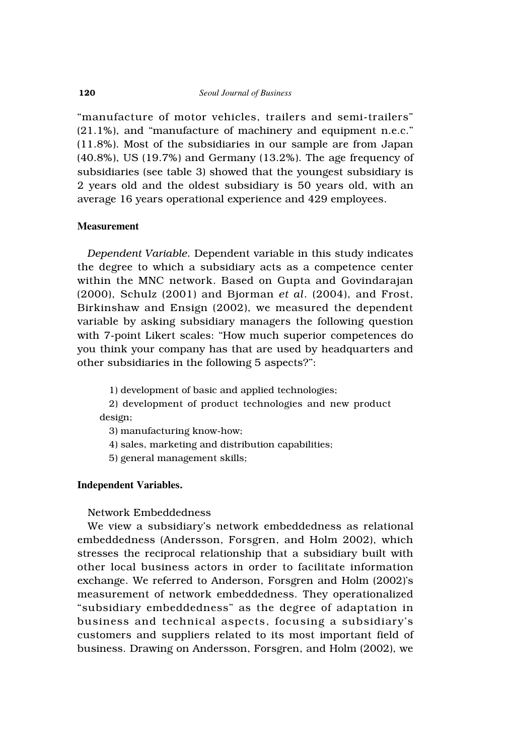"manufacture of motor vehicles, trailers and semi-trailers" (21.1%), and "manufacture of machinery and equipment n.e.c." (11.8%). Most of the subsidiaries in our sample are from Japan (40.8%), US (19.7%) and Germany (13.2%). The age frequency of subsidiaries (see table 3) showed that the youngest subsidiary is 2 years old and the oldest subsidiary is 50 years old, with an average 16 years operational experience and 429 employees.

## Measurement

*Dependent Variable.* Dependent variable in this study indicates the degree to which a subsidiary acts as a competence center within the MNC network. Based on Gupta and Govindarajan (2000), Schulz (2001) and Bjorman *et al*. (2004), and Frost, Birkinshaw and Ensign (2002), we measured the dependent variable by asking subsidiary managers the following question with 7-point Likert scales: "How much superior competences do you think your company has that are used by headquarters and other subsidiaries in the following 5 aspects?":

1) development of basic and applied technologies;
2) development of product technologies and new product design;
3) manufacturing know-how;
4) sales, marketing and distribution capabilities;
5) general management skills;

**Independent Variables.**

Network Embeddedness

We view a subsidiary's network embeddedness as relational embeddedness (Andersson, Forsgren, and Holm 2002), which stresses the reciprocal relationship that a subsidiary built with other local business actors in order to facilitate information exchange. We referred to Anderson, Forsgren and Holm (2002)'s measurement of network embeddedness. They operationalized "subsidiary embeddedness" as the degree of adaptation in business and technical aspects, focusing a subsidiary's customers and suppliers related to its most important field of business. Drawing on Andersson, Forsgren, and Holm (2002), we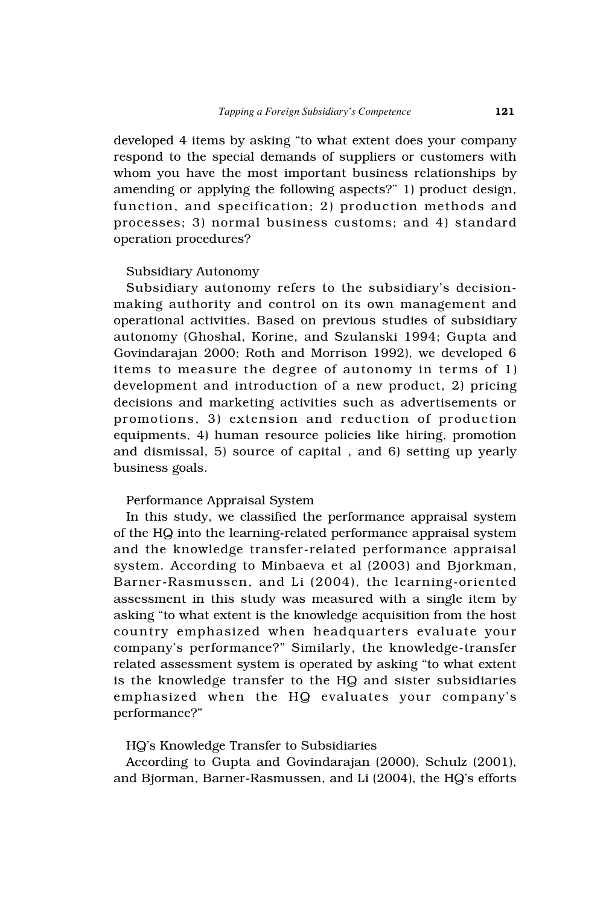developed 4 items by asking "to what extent does your company respond to the special demands of suppliers or customers with whom you have the most important business relationships by amending or applying the following aspects?" 1) product design, function, and specification; 2) production methods and processes; 3) normal business customs; and 4) standard operation procedures?

### Subsidiary Autonomy

Subsidiary autonomy refers to the subsidiary's decision-making authority and control on its own management and operational activities. Based on previous studies of subsidiary autonomy (Ghoshal, Korine, and Szulanski 1994; Gupta and Govindarajan 2000; Roth and Morrison 1992), we developed 6 items to measure the degree of autonomy in terms of 1) development and introduction of a new product, 2) pricing decisions and marketing activities such as advertisements or promotions, 3) extension and reduction of production equipments, 4) human resource policies like hiring, promotion and dismissal, 5) source of capital , and 6) setting up yearly business goals.

### Performance Appraisal System

In this study, we classified the performance appraisal system of the HQ into the learning-related performance appraisal system and the knowledge transfer-related performance appraisal system. According to Minbaeva et al (2003) and Bjorkman, Barner-Rasmussen, and Li (2004), the learning-oriented assessment in this study was measured with a single item by asking "to what extent is the knowledge acquisition from the host country emphasized when headquarters evaluate your company's performance?" Similarly, the knowledge-transfer related assessment system is operated by asking "to what extent is the knowledge transfer to the HQ and sister subsidiaries emphasized when the HQ evaluates your company's performance?"

### HQ's Knowledge Transfer to Subsidiaries

According to Gupta and Govindarajan (2000), Schulz (2001), and Bjorman, Barner-Rasmussen, and Li (2004), the HQ's efforts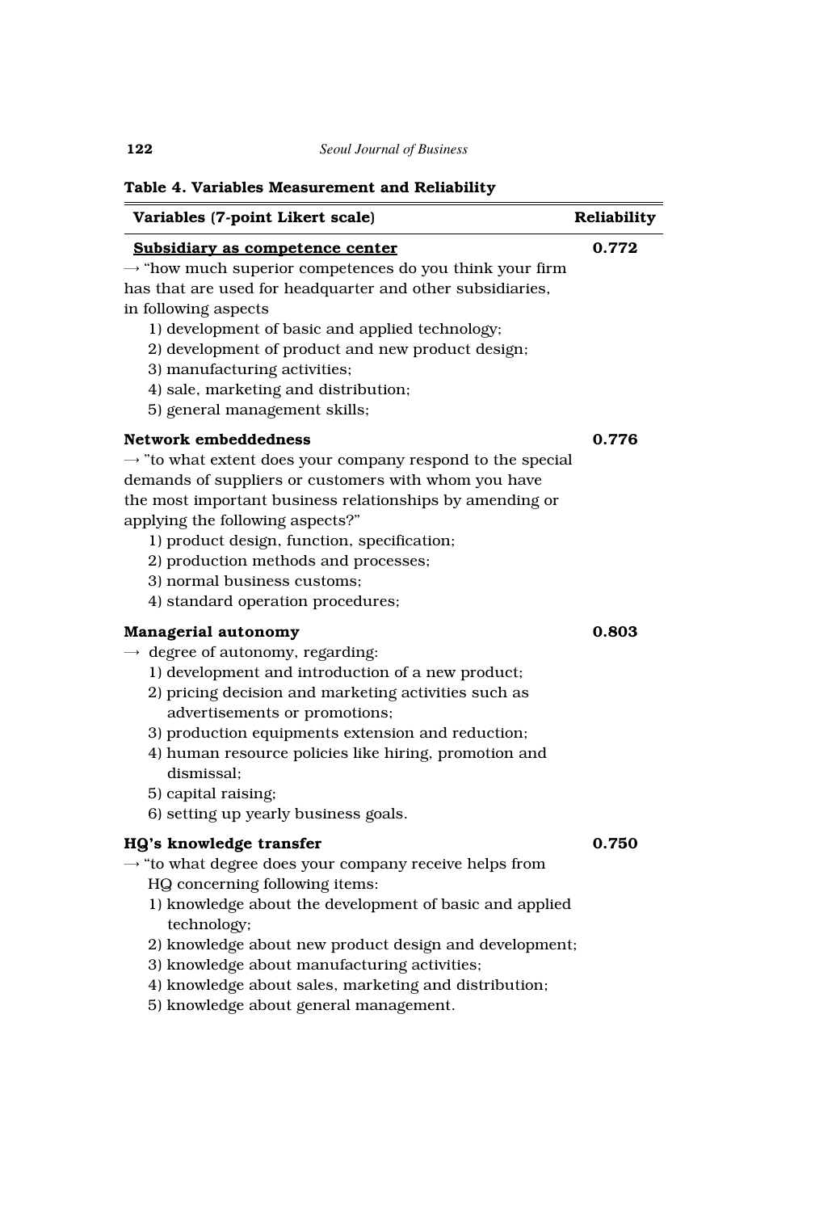**Table 4. Variables Measurement and Reliability**

| Variables (7-point Likert scale) | Reliability |
|---|---|
| <u>**Subsidiary as competence center**</u><br>→ "how much superior competences do you think your firm has that are used for headquarter and other subsidiaries, in following aspects<br>1) development of basic and applied technology;<br>2) development of product and new product design;<br>3) manufacturing activities;<br>4) sale, marketing and distribution;<br>5) general management skills; | **0.772** |
| **Network embeddedness**<br>→ "to what extent does your company respond to the special demands of suppliers or customers with whom you have the most important business relationships by amending or applying the following aspects?"<br>1) product design, function, specification;<br>2) production methods and processes;<br>3) normal business customs;<br>4) standard operation procedures; | **0.776** |
| **Managerial autonomy**<br>→ degree of autonomy, regarding:<br>1) development and introduction of a new product;<br>2) pricing decision and marketing activities such as advertisements or promotions;<br>3) production equipments extension and reduction;<br>4) human resource policies like hiring, promotion and dismissal;<br>5) capital raising;<br>6) setting up yearly business goals. | **0.803** |
| **HQ's knowledge transfer**<br>→ "to what degree does your company receive helps from HQ concerning following items:<br>1) knowledge about the development of basic and applied technology;<br>2) knowledge about new product design and development;<br>3) knowledge about manufacturing activities;<br>4) knowledge about sales, marketing and distribution;<br>5) knowledge about general management. | **0.750** |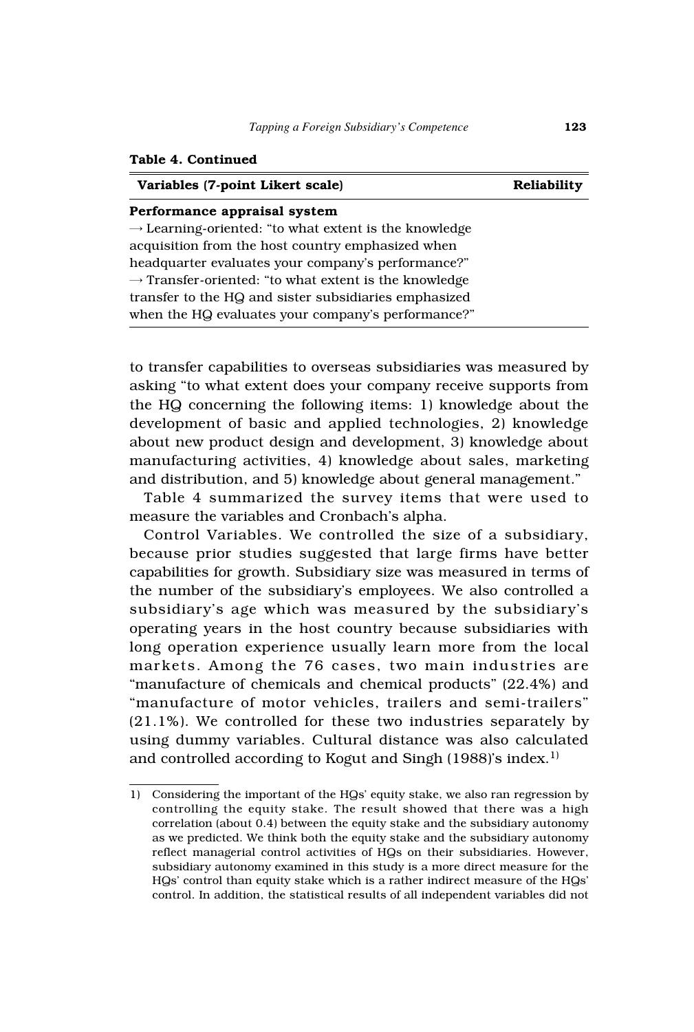**Table 4. Continued**

| Variables (7-point Likert scale) | Reliability |
|---|---|
| **Performance appraisal system**<br>→ Learning-oriented: "to what extent is the knowledge acquisition from the host country emphasized when headquarter evaluates your company's performance?"<br>→ Transfer-oriented: "to what extent is the knowledge transfer to the HQ and sister subsidiaries emphasized when the HQ evaluates your company's performance?" | |

to transfer capabilities to overseas subsidiaries was measured by asking "to what extent does your company receive supports from the HQ concerning the following items: 1) knowledge about the development of basic and applied technologies, 2) knowledge about new product design and development, 3) knowledge about manufacturing activities, 4) knowledge about sales, marketing and distribution, and 5) knowledge about general management."

Table 4 summarized the survey items that were used to measure the variables and Cronbach's alpha.

Control Variables. We controlled the size of a subsidiary, because prior studies suggested that large firms have better capabilities for growth. Subsidiary size was measured in terms of the number of the subsidiary's employees. We also controlled a subsidiary's age which was measured by the subsidiary's operating years in the host country because subsidiaries with long operation experience usually learn more from the local markets. Among the 76 cases, two main industries are "manufacture of chemicals and chemical products" (22.4%) and "manufacture of motor vehicles, trailers and semi-trailers" (21.1%). We controlled for these two industries separately by using dummy variables. Cultural distance was also calculated and controlled according to Kogut and Singh (1988)'s index.[1)]

---

1) Considering the important of the HQs' equity stake, we also ran regression by controlling the equity stake. The result showed that there was a high correlation (about 0.4) between the equity stake and the subsidiary autonomy as we predicted. We think both the equity stake and the subsidiary autonomy reflect managerial control activities of HQs on their subsidiaries. However, subsidiary autonomy examined in this study is a more direct measure for the HQs' control than equity stake which is a rather indirect measure of the HQs' control. In addition, the statistical results of all independent variables did not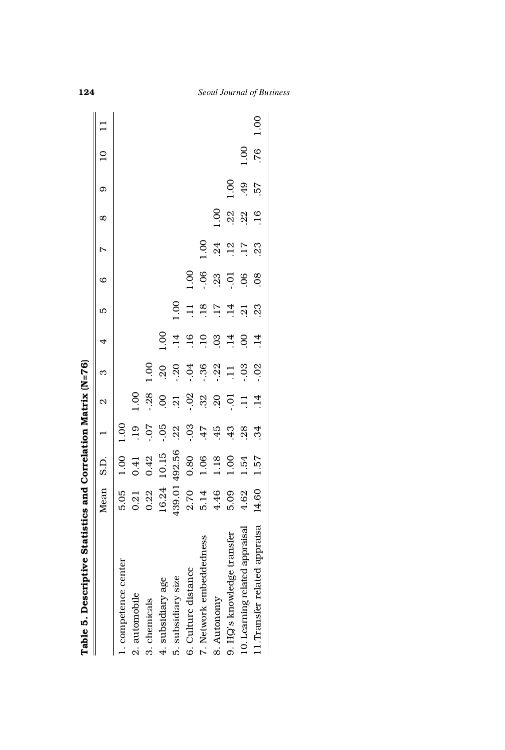**Table 5. Descriptive Statistics and Correlation Matrix (N=76)**

| | Mean | S.D. | 1 | 2 | 3 | 4 | 5 | 6 | 7 | 8 | 9 | 10 | 11 |
|---|---|---|---|---|---|---|---|---|---|---|---|---|---|
| 1. competence center | 5.05 | 1.00 | 1.00 | | | | | | | | | | |
| 2. automobile | 0.21 | 0.41 | .19 | 1.00 | | | | | | | | | |
| 3. chemicals | 0.22 | 0.42 | -.07 | -.28 | 1.00 | | | | | | | | |
| 4. subsidiary age | 16.24 | 10.15 | -.05 | .00 | .20 | 1.00 | | | | | | | |
| 5. subsidiary size | 439.01 | 492.56 | .22 | .21 | -.20 | .14 | 1.00 | | | | | | |
| 6. Culture distance | 2.70 | 0.80 | -.03 | -.02 | -.04 | .16 | .11 | 1.00 | | | | | |
| 7. Network embeddedness | 5.14 | 1.06 | .47 | .32 | -.36 | .10 | .18 | -.06 | 1.00 | | | | |
| 8. Autonomy | 4.46 | 1.18 | .45 | .20 | -.22 | .03 | .17 | .23 | .24 | 1.00 | | | |
| 9. HQ's knowledge transfer | 5.09 | 1.00 | .43 | -.01 | .11 | .14 | .14 | -.01 | .12 | .22 | 1.00 | | |
| 10. Learning related appraisal | 4.62 | 1.54 | .28 | .11 | -.03 | .00 | .21 | .06 | .17 | .22 | .49 | 1.00 | |
| 11. Transfer related appraisa | 14.60 | 1.57 | .34 | .14 | -.02 | .14 | .23 | .08 | .23 | .16 | .57 | .76 | 1.00 |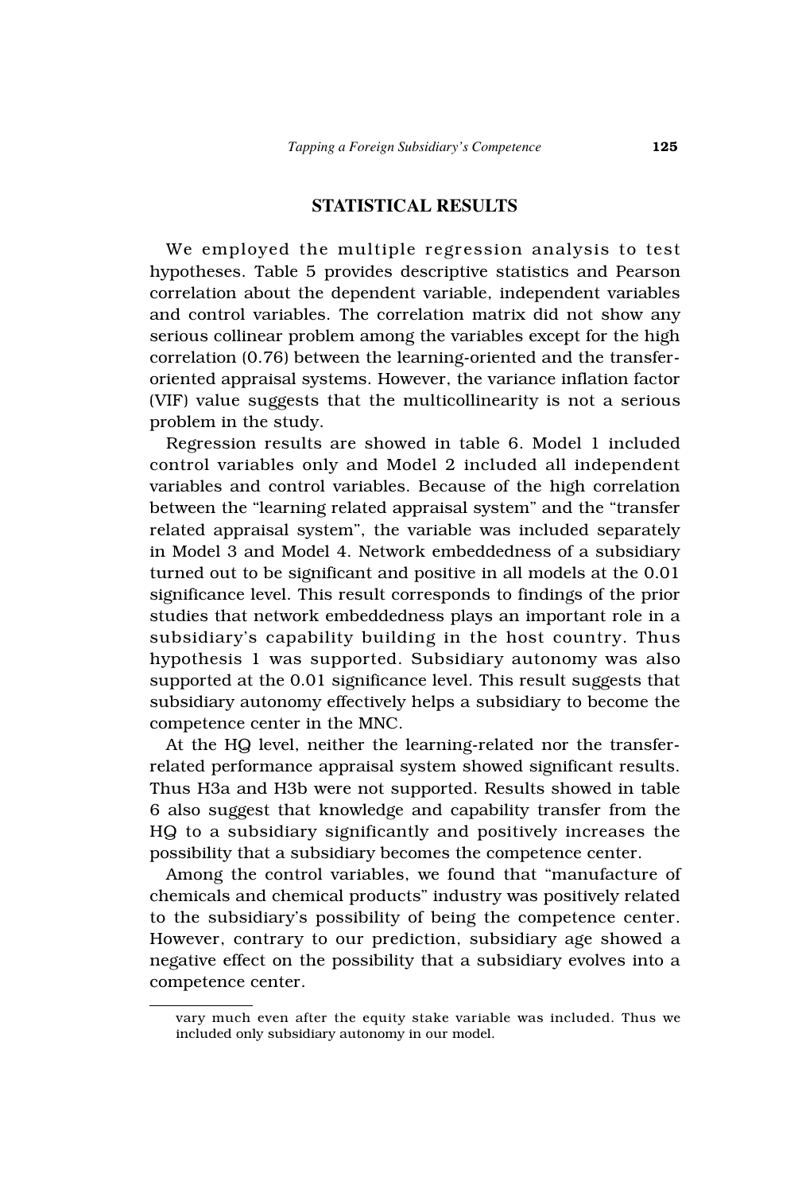## STATISTICAL RESULTS

We employed the multiple regression analysis to test hypotheses. Table 5 provides descriptive statistics and Pearson correlation about the dependent variable, independent variables and control variables. The correlation matrix did not show any serious collinear problem among the variables except for the high correlation (0.76) between the learning-oriented and the transfer-oriented appraisal systems. However, the variance inflation factor (VIF) value suggests that the multicollinearity is not a serious problem in the study.

Regression results are showed in table 6. Model 1 included control variables only and Model 2 included all independent variables and control variables. Because of the high correlation between the "learning related appraisal system" and the "transfer related appraisal system", the variable was included separately in Model 3 and Model 4. Network embeddedness of a subsidiary turned out to be significant and positive in all models at the 0.01 significance level. This result corresponds to findings of the prior studies that network embeddedness plays an important role in a subsidiary's capability building in the host country. Thus hypothesis 1 was supported. Subsidiary autonomy was also supported at the 0.01 significance level. This result suggests that subsidiary autonomy effectively helps a subsidiary to become the competence center in the MNC.

At the HQ level, neither the learning-related nor the transfer-related performance appraisal system showed significant results. Thus H3a and H3b were not supported. Results showed in table 6 also suggest that knowledge and capability transfer from the HQ to a subsidiary significantly and positively increases the possibility that a subsidiary becomes the competence center.

Among the control variables, we found that "manufacture of chemicals and chemical products" industry was positively related to the subsidiary's possibility of being the competence center. However, contrary to our prediction, subsidiary age showed a negative effect on the possibility that a subsidiary evolves into a competence center.

---

vary much even after the equity stake variable was included. Thus we included only subsidiary autonomy in our model.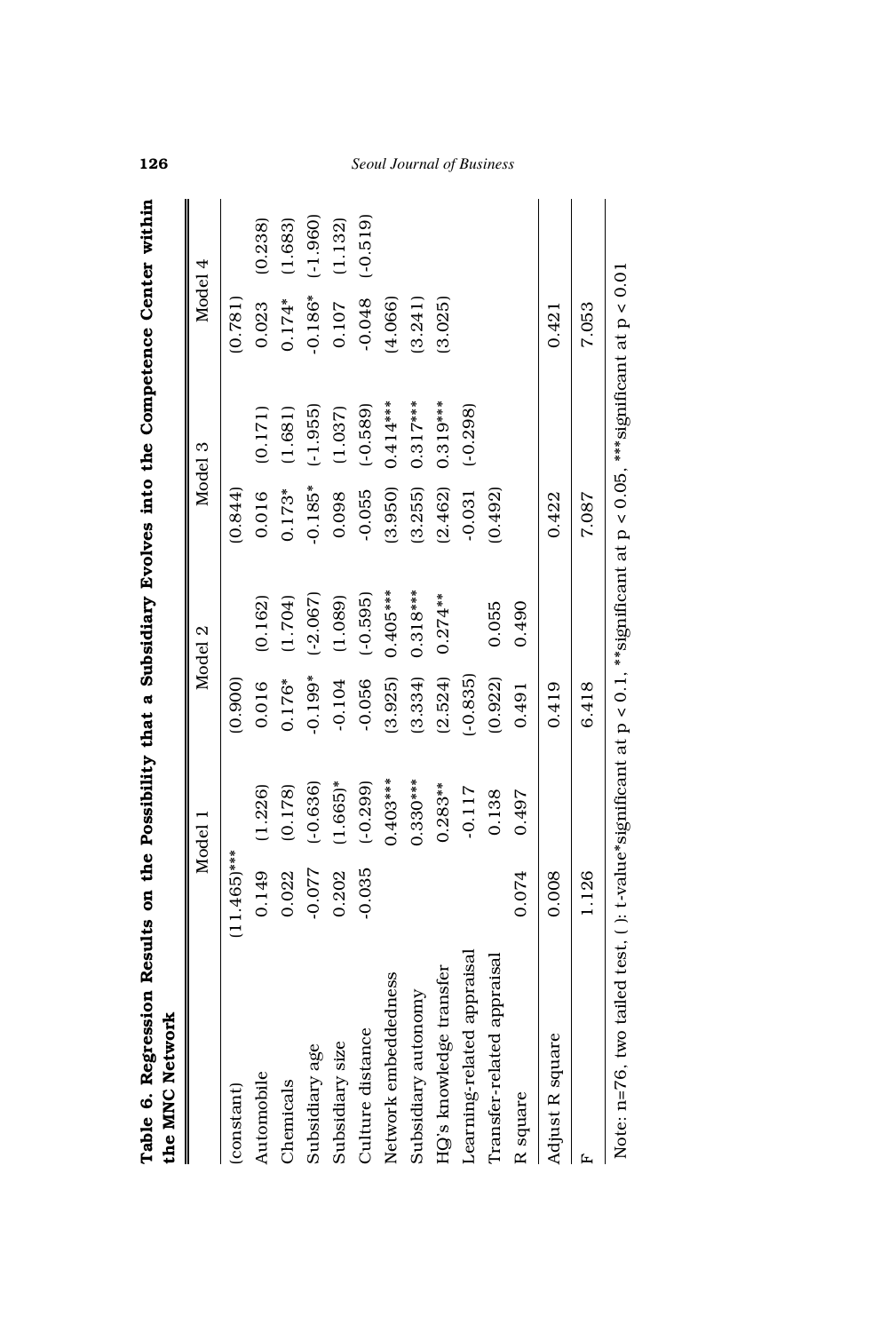**Table 6. Regression Results on the Possibility that a Subsidiary Evolves into the Competence Center within the MNC Network**

| | Model 1 | | Model 2 | | Model 3 | | Model 4 | |
|---|---|---|---|---|---|---|---|---|
| (constant) | (11.465)*** | | (0.900) | | (0.844) | | (0.781) | |
| Automobile | 0.149 | (1.226) | 0.016 | (0.162) | 0.016 | (0.171) | 0.023 | (0.238) |
| Chemicals | 0.022 | (0.178) | 0.176* | (1.704) | 0.173* | (1.681) | 0.174* | (1.683) |
| Subsidiary age | -0.077 | (-0.636) | -0.199* | (-2.067) | -0.185* | (-1.955) | -0.186* | (-1.960) |
| Subsidiary size | 0.202 | (1.665)* | -0.104 | (1.089) | 0.098 | (1.037) | 0.107 | (1.132) |
| Culture distance | -0.035 | (-0.299) | -0.056 | (-0.595) | -0.055 | (-0.589) | -0.048 | (-0.519) |
| Network embeddedness | | 0.403*** | (3.925) | 0.405*** | (3.950) | 0.414*** | (4.066) | |
| Subsidiary autonomy | | 0.330*** | (3.334) | 0.318*** | (3.255) | 0.317*** | (3.241) | |
| HQ's knowledge transfer | | 0.283** | (2.524) | 0.274** | (2.462) | 0.319*** | (3.025) | |
| Learning-related appraisal | | -0.117 | (-0.835) | | -0.031 | (-0.298) | | |
| Transfer-related appraisal | | 0.138 | (0.922) | 0.055 | (0.492) | | | |
| R square | 0.074 | 0.497 | 0.491 | 0.490 | | | | |
| Adjust R square | 0.008 | | 0.419 | | 0.422 | | 0.421 | |
| F | 1.126 | | 6.418 | | 7.087 | | 7.053 | |

Note: n=76, two tailed test, ( ): t-value*significant at $p < 0.1$, **significant at $p < 0.05$, ***significant at $p < 0.01$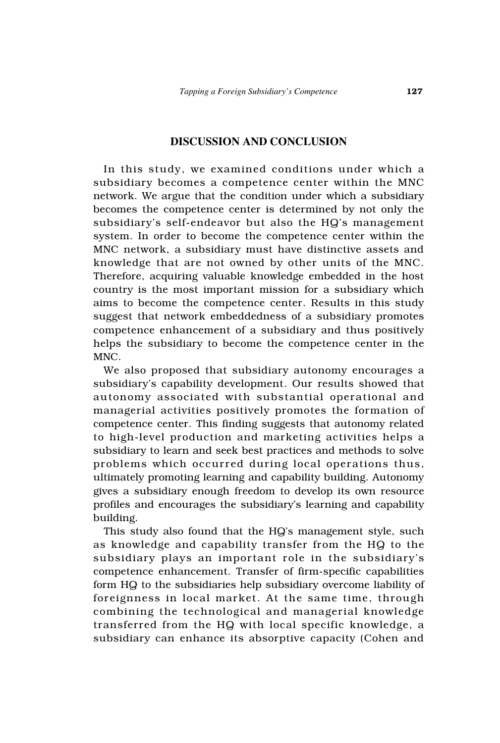## DISCUSSION AND CONCLUSION

In this study, we examined conditions under which a subsidiary becomes a competence center within the MNC network. We argue that the condition under which a subsidiary becomes the competence center is determined by not only the subsidiary's self-endeavor but also the HQ's management system. In order to become the competence center within the MNC network, a subsidiary must have distinctive assets and knowledge that are not owned by other units of the MNC. Therefore, acquiring valuable knowledge embedded in the host country is the most important mission for a subsidiary which aims to become the competence center. Results in this study suggest that network embeddedness of a subsidiary promotes competence enhancement of a subsidiary and thus positively helps the subsidiary to become the competence center in the MNC.

We also proposed that subsidiary autonomy encourages a subsidiary's capability development. Our results showed that autonomy associated with substantial operational and managerial activities positively promotes the formation of competence center. This finding suggests that autonomy related to high-level production and marketing activities helps a subsidiary to learn and seek best practices and methods to solve problems which occurred during local operations thus, ultimately promoting learning and capability building. Autonomy gives a subsidiary enough freedom to develop its own resource profiles and encourages the subsidiary's learning and capability building.

This study also found that the HQ's management style, such as knowledge and capability transfer from the HQ to the subsidiary plays an important role in the subsidiary's competence enhancement. Transfer of firm-specific capabilities form HQ to the subsidiaries help subsidiary overcome liability of foreignness in local market. At the same time, through combining the technological and managerial knowledge transferred from the HQ with local specific knowledge, a subsidiary can enhance its absorptive capacity (Cohen and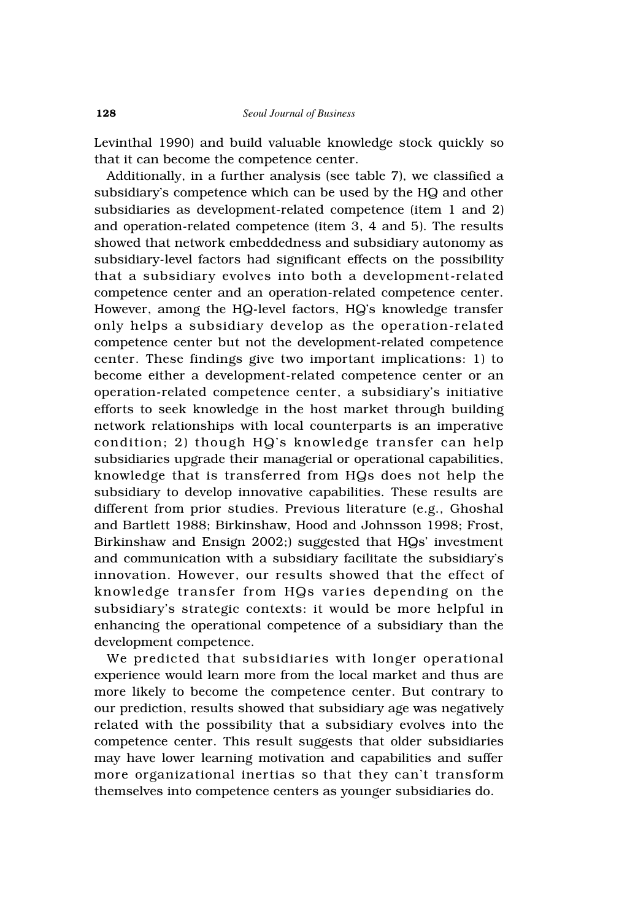Levinthal 1990) and build valuable knowledge stock quickly so that it can become the competence center.

Additionally, in a further analysis (see table 7), we classified a subsidiary's competence which can be used by the HQ and other subsidiaries as development-related competence (item 1 and 2) and operation-related competence (item 3, 4 and 5). The results showed that network embeddedness and subsidiary autonomy as subsidiary-level factors had significant effects on the possibility that a subsidiary evolves into both a development-related competence center and an operation-related competence center. However, among the HQ-level factors, HQ's knowledge transfer only helps a subsidiary develop as the operation-related competence center but not the development-related competence center. These findings give two important implications: 1) to become either a development-related competence center or an operation-related competence center, a subsidiary's initiative efforts to seek knowledge in the host market through building network relationships with local counterparts is an imperative condition; 2) though HQ's knowledge transfer can help subsidiaries upgrade their managerial or operational capabilities, knowledge that is transferred from HQs does not help the subsidiary to develop innovative capabilities. These results are different from prior studies. Previous literature (e.g., Ghoshal and Bartlett 1988; Birkinshaw, Hood and Johnsson 1998; Frost, Birkinshaw and Ensign 2002;) suggested that HQs' investment and communication with a subsidiary facilitate the subsidiary's innovation. However, our results showed that the effect of knowledge transfer from HQs varies depending on the subsidiary's strategic contexts: it would be more helpful in enhancing the operational competence of a subsidiary than the development competence.

We predicted that subsidiaries with longer operational experience would learn more from the local market and thus are more likely to become the competence center. But contrary to our prediction, results showed that subsidiary age was negatively related with the possibility that a subsidiary evolves into the competence center. This result suggests that older subsidiaries may have lower learning motivation and capabilities and suffer more organizational inertias so that they can't transform themselves into competence centers as younger subsidiaries do.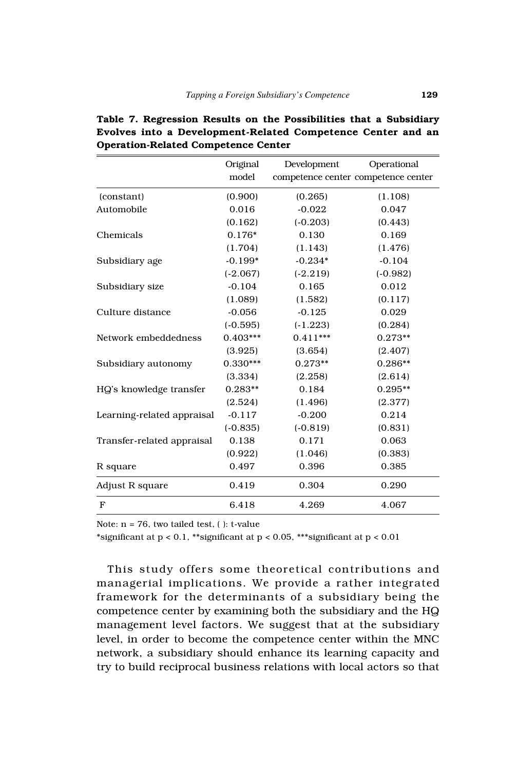**Table 7. Regression Results on the Possibilities that a Subsidiary Evolves into a Development-Related Competence Center and an Operation-Related Competence Center**

| | Original model | Development competence center | Operational competence center |
|---|---|---|---|
| (constant) | (0.900) | (0.265) | (1.108) |
| Automobile | 0.016 | -0.022 | 0.047 |
| | (0.162) | (-0.203) | (0.443) |
| Chemicals | 0.176* | 0.130 | 0.169 |
| | (1.704) | (1.143) | (1.476) |
| Subsidiary age | -0.199* | -0.234* | -0.104 |
| | (-2.067) | (-2.219) | (-0.982) |
| Subsidiary size | -0.104 | 0.165 | 0.012 |
| | (1.089) | (1.582) | (0.117) |
| Culture distance | -0.056 | -0.125 | 0.029 |
| | (-0.595) | (-1.223) | (0.284) |
| Network embeddedness | 0.403*** | 0.411*** | 0.273** |
| | (3.925) | (3.654) | (2.407) |
| Subsidiary autonomy | 0.330*** | 0.273** | 0.286** |
| | (3.334) | (2.258) | (2.614) |
| HQ's knowledge transfer | 0.283** | 0.184 | 0.295** |
| | (2.524) | (1.496) | (2.377) |
| Learning-related appraisal | -0.117 | -0.200 | 0.214 |
| | (-0.835) | (-0.819) | (0.831) |
| Transfer-related appraisal | 0.138 | 0.171 | 0.063 |
| | (0.922) | (1.046) | (0.383) |
| R square | 0.497 | 0.396 | 0.385 |
| Adjust R square | 0.419 | 0.304 | 0.290 |
| F | 6.418 | 4.269 | 4.067 |

Note: n = 76, two tailed test, ( ): t-value

*significant at $p < 0.1$, **significant at $p < 0.05$, ***significant at $p < 0.01$

This study offers some theoretical contributions and managerial implications. We provide a rather integrated framework for the determinants of a subsidiary being the competence center by examining both the subsidiary and the HQ management level factors. We suggest that at the subsidiary level, in order to become the competence center within the MNC network, a subsidiary should enhance its learning capacity and try to build reciprocal business relations with local actors so that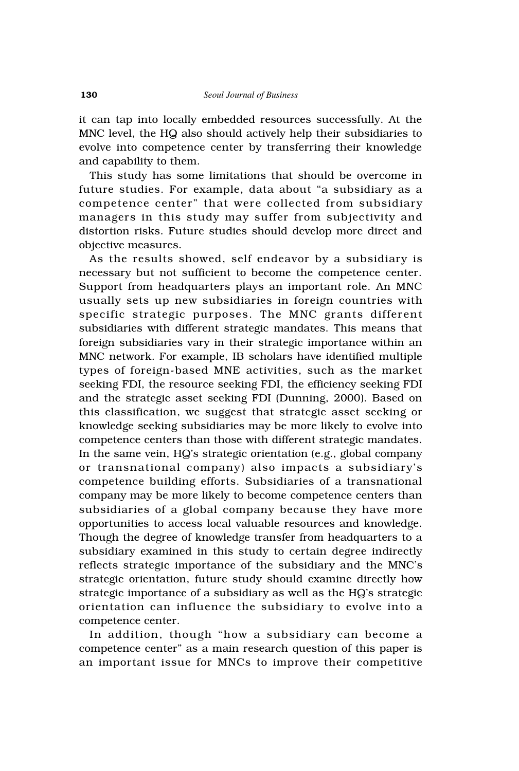it can tap into locally embedded resources successfully. At the MNC level, the HQ also should actively help their subsidiaries to evolve into competence center by transferring their knowledge and capability to them.

This study has some limitations that should be overcome in future studies. For example, data about "a subsidiary as a competence center" that were collected from subsidiary managers in this study may suffer from subjectivity and distortion risks. Future studies should develop more direct and objective measures.

As the results showed, self endeavor by a subsidiary is necessary but not sufficient to become the competence center. Support from headquarters plays an important role. An MNC usually sets up new subsidiaries in foreign countries with specific strategic purposes. The MNC grants different subsidiaries with different strategic mandates. This means that foreign subsidiaries vary in their strategic importance within an MNC network. For example, IB scholars have identified multiple types of foreign-based MNE activities, such as the market seeking FDI, the resource seeking FDI, the efficiency seeking FDI and the strategic asset seeking FDI (Dunning, 2000). Based on this classification, we suggest that strategic asset seeking or knowledge seeking subsidiaries may be more likely to evolve into competence centers than those with different strategic mandates. In the same vein, HQ's strategic orientation (e.g., global company or transnational company) also impacts a subsidiary's competence building efforts. Subsidiaries of a transnational company may be more likely to become competence centers than subsidiaries of a global company because they have more opportunities to access local valuable resources and knowledge. Though the degree of knowledge transfer from headquarters to a subsidiary examined in this study to certain degree indirectly reflects strategic importance of the subsidiary and the MNC's strategic orientation, future study should examine directly how strategic importance of a subsidiary as well as the HQ's strategic orientation can influence the subsidiary to evolve into a competence center.

In addition, though "how a subsidiary can become a competence center" as a main research question of this paper is an important issue for MNCs to improve their competitive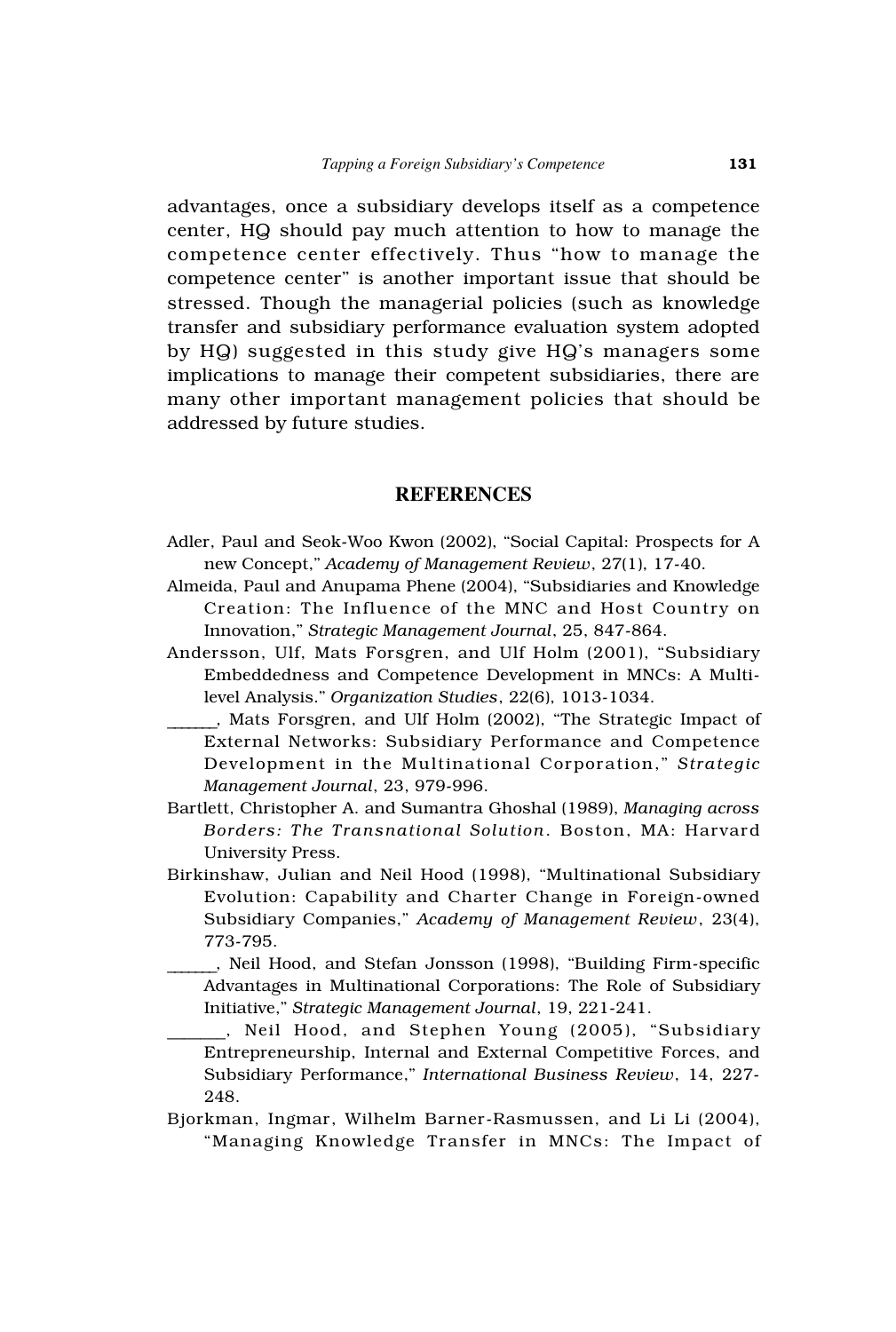advantages, once a subsidiary develops itself as a competence center, HQ should pay much attention to how to manage the competence center effectively. Thus "how to manage the competence center" is another important issue that should be stressed. Though the managerial policies (such as knowledge transfer and subsidiary performance evaluation system adopted by HQ) suggested in this study give HQ's managers some implications to manage their competent subsidiaries, there are many other important management policies that should be addressed by future studies.

## REFERENCES

Adler, Paul and Seok-Woo Kwon (2002), "Social Capital: Prospects for A new Concept," *Academy of Management Review*, 27(1), 17-40.

Almeida, Paul and Anupama Phene (2004), "Subsidiaries and Knowledge Creation: The Influence of the MNC and Host Country on Innovation," *Strategic Management Journal*, 25, 847-864.

Andersson, Ulf, Mats Forsgren, and Ulf Holm (2001), "Subsidiary Embeddedness and Competence Development in MNCs: A Multi-level Analysis." *Organization Studies*, 22(6), 1013-1034.

______, Mats Forsgren, and Ulf Holm (2002), "The Strategic Impact of External Networks: Subsidiary Performance and Competence Development in the Multinational Corporation," *Strategic Management Journal*, 23, 979-996.

Bartlett, Christopher A. and Sumantra Ghoshal (1989), *Managing across Borders: The Transnational Solution*. Boston, MA: Harvard University Press.

Birkinshaw, Julian and Neil Hood (1998), "Multinational Subsidiary Evolution: Capability and Charter Change in Foreign-owned Subsidiary Companies," *Academy of Management Review*, 23(4), 773-795.

______, Neil Hood, and Stefan Jonsson (1998), "Building Firm-specific Advantages in Multinational Corporations: The Role of Subsidiary Initiative," *Strategic Management Journal*, 19, 221-241.

______, Neil Hood, and Stephen Young (2005), "Subsidiary Entrepreneurship, Internal and External Competitive Forces, and Subsidiary Performance," *International Business Review*, 14, 227-248.

Bjorkman, Ingmar, Wilhelm Barner-Rasmussen, and Li Li (2004), "Managing Knowledge Transfer in MNCs: The Impact of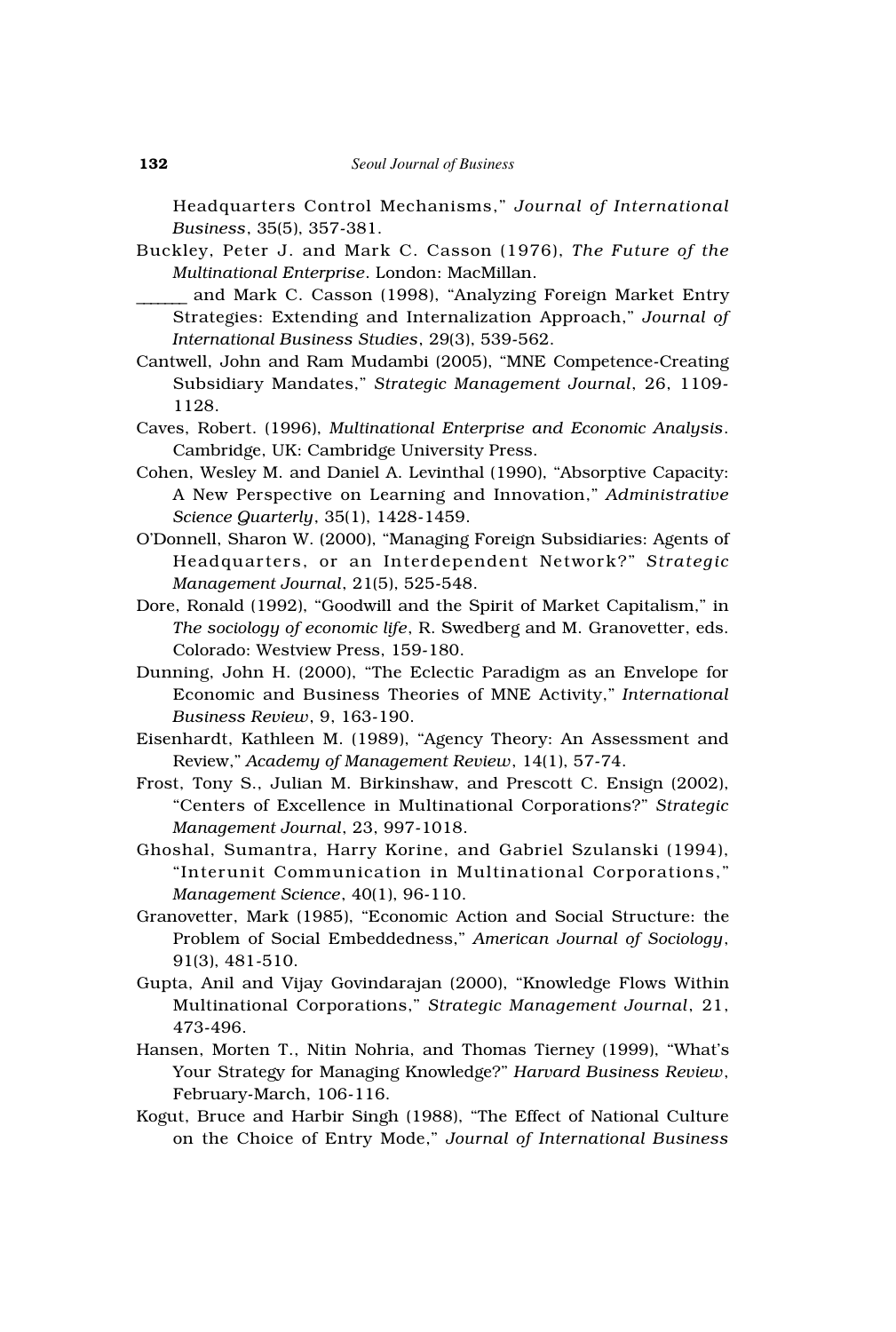Headquarters Control Mechanisms," *Journal of International Business*, 35(5), 357-381.

Buckley, Peter J. and Mark C. Casson (1976), *The Future of the Multinational Enterprise*. London: MacMillan.

______ and Mark C. Casson (1998), "Analyzing Foreign Market Entry Strategies: Extending and Internalization Approach," *Journal of International Business Studies*, 29(3), 539-562.

Cantwell, John and Ram Mudambi (2005), "MNE Competence-Creating Subsidiary Mandates," *Strategic Management Journal*, 26, 1109-1128.

Caves, Robert. (1996), *Multinational Enterprise and Economic Analysis*. Cambridge, UK: Cambridge University Press.

Cohen, Wesley M. and Daniel A. Levinthal (1990), "Absorptive Capacity: A New Perspective on Learning and Innovation," *Administrative Science Quarterly*, 35(1), 1428-1459.

O'Donnell, Sharon W. (2000), "Managing Foreign Subsidiaries: Agents of Headquarters, or an Interdependent Network?" *Strategic Management Journal*, 21(5), 525-548.

Dore, Ronald (1992), "Goodwill and the Spirit of Market Capitalism," in *The sociology of economic life*, R. Swedberg and M. Granovetter, eds. Colorado: Westview Press, 159-180.

Dunning, John H. (2000), "The Eclectic Paradigm as an Envelope for Economic and Business Theories of MNE Activity," *International Business Review*, 9, 163-190.

Eisenhardt, Kathleen M. (1989), "Agency Theory: An Assessment and Review," *Academy of Management Review*, 14(1), 57-74.

Frost, Tony S., Julian M. Birkinshaw, and Prescott C. Ensign (2002), "Centers of Excellence in Multinational Corporations?" *Strategic Management Journal*, 23, 997-1018.

Ghoshal, Sumantra, Harry Korine, and Gabriel Szulanski (1994), "Interunit Communication in Multinational Corporations," *Management Science*, 40(1), 96-110.

Granovetter, Mark (1985), "Economic Action and Social Structure: the Problem of Social Embeddedness," *American Journal of Sociology*, 91(3), 481-510.

Gupta, Anil and Vijay Govindarajan (2000), "Knowledge Flows Within Multinational Corporations," *Strategic Management Journal*, 21, 473-496.

Hansen, Morten T., Nitin Nohria, and Thomas Tierney (1999), "What's Your Strategy for Managing Knowledge?" *Harvard Business Review*, February-March, 106-116.

Kogut, Bruce and Harbir Singh (1988), "The Effect of National Culture on the Choice of Entry Mode," *Journal of International Business*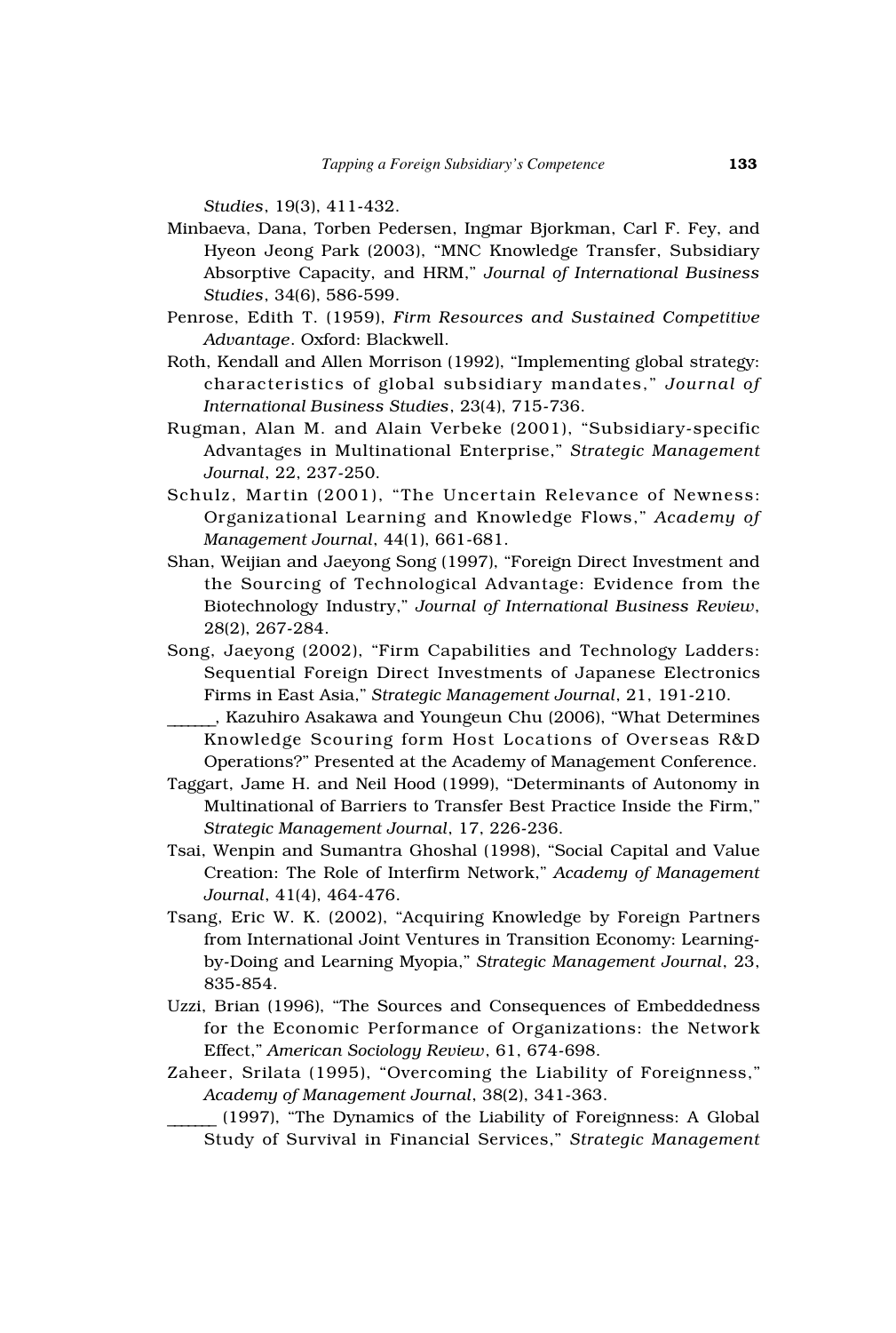*Studies*, 19(3), 411-432.

Minbaeva, Dana, Torben Pedersen, Ingmar Bjorkman, Carl F. Fey, and Hyeon Jeong Park (2003), "MNC Knowledge Transfer, Subsidiary Absorptive Capacity, and HRM," *Journal of International Business Studies*, 34(6), 586-599.

Penrose, Edith T. (1959), *Firm Resources and Sustained Competitive Advantage*. Oxford: Blackwell.

Roth, Kendall and Allen Morrison (1992), "Implementing global strategy: characteristics of global subsidiary mandates," *Journal of International Business Studies*, 23(4), 715-736.

Rugman, Alan M. and Alain Verbeke (2001), "Subsidiary-specific Advantages in Multinational Enterprise," *Strategic Management Journal*, 22, 237-250.

Schulz, Martin (2001), "The Uncertain Relevance of Newness: Organizational Learning and Knowledge Flows," *Academy of Management Journal*, 44(1), 661-681.

Shan, Weijian and Jaeyong Song (1997), "Foreign Direct Investment and the Sourcing of Technological Advantage: Evidence from the Biotechnology Industry," *Journal of International Business Review*, 28(2), 267-284.

Song, Jaeyong (2002), "Firm Capabilities and Technology Ladders: Sequential Foreign Direct Investments of Japanese Electronics Firms in East Asia," *Strategic Management Journal*, 21, 191-210.

______, Kazuhiro Asakawa and Youngeun Chu (2006), "What Determines Knowledge Scouring form Host Locations of Overseas R&D Operations?" Presented at the Academy of Management Conference.

Taggart, Jame H. and Neil Hood (1999), "Determinants of Autonomy in Multinational of Barriers to Transfer Best Practice Inside the Firm," *Strategic Management Journal*, 17, 226-236.

Tsai, Wenpin and Sumantra Ghoshal (1998), "Social Capital and Value Creation: The Role of Interfirm Network," *Academy of Management Journal*, 41(4), 464-476.

Tsang, Eric W. K. (2002), "Acquiring Knowledge by Foreign Partners from International Joint Ventures in Transition Economy: Learning-by-Doing and Learning Myopia," *Strategic Management Journal*, 23, 835-854.

Uzzi, Brian (1996), "The Sources and Consequences of Embeddedness for the Economic Performance of Organizations: the Network Effect," *American Sociology Review*, 61, 674-698.

Zaheer, Srilata (1995), "Overcoming the Liability of Foreignness," *Academy of Management Journal*, 38(2), 341-363.

______ (1997), "The Dynamics of the Liability of Foreignness: A Global Study of Survival in Financial Services," *Strategic Management*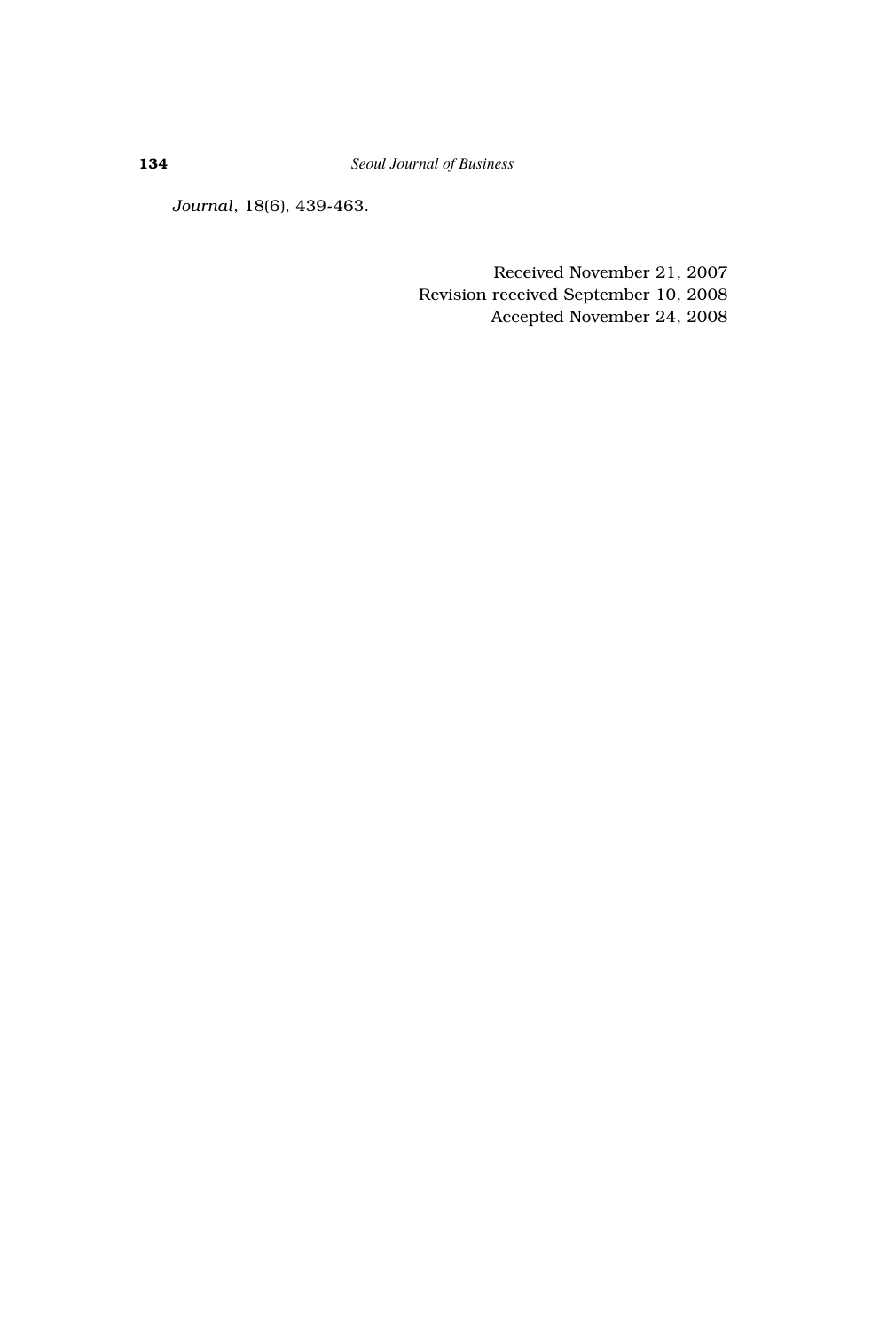*Journal*, 18(6), 439-463.

Received November 21, 2007  
Revision received September 10, 2008  
Accepted November 24, 2008